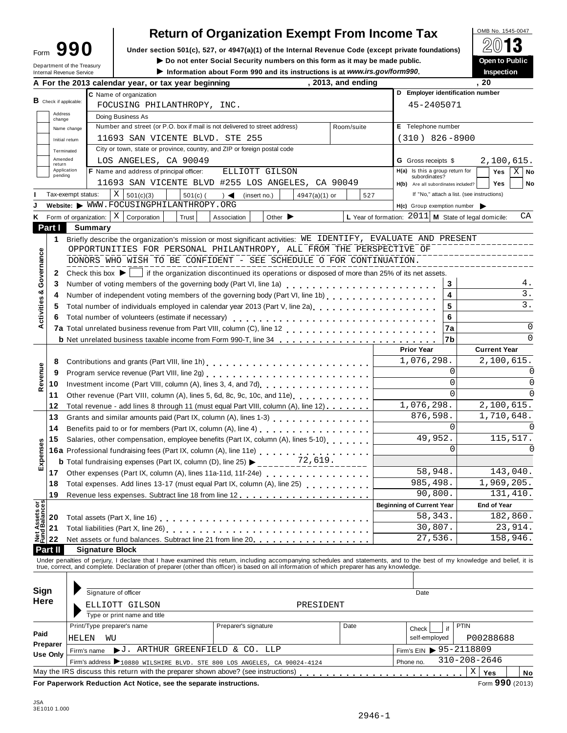# Form 990 — Return of Organization Exempt From Income Tax

OMB No. 1545-0047

**2013**

**Open to Public Inspection**

Under section 501(c), 527, or 4947(a)(1) of the Internal Revenue Code (except private foundations)

▶ Do not enter Social Security numbers on this form as it may be made public.

▶ Information about Form 990 and its instructions is at *www.irs.gov/form990*.

Department of the Treasury
Internal Revenue Service

**A** For the 2013 calendar year, or tax year beginning , 2013, and ending , 20

**B** Check if applicable: Address change; Name change; Initial return; Terminated; Amended return; Application pending

**C** Name of organization: FOCUSING PHILANTHROPY, INC.

Doing Business As

Number and street (or P.O. box if mail is not delivered to street address): 11693 SAN VICENTE BLVD. STE 255 — Room/suite

City or town, state or province, country, and ZIP or foreign postal code: LOS ANGELES, CA 90049

**D** Employer identification number: 45-2405071

**E** Telephone number: (310) 826-8900

**G** Gross receipts $ 2,100,615.

**F** Name and address of principal officer: ELLIOTT GILSON, 11693 SAN VICENTE BLVD #255 LOS ANGELES, CA 90049

**H(a)** Is this a group return for subordinates? Yes [ ] No [X]

**H(b)** Are all subordinates included? Yes [ ] No [ ]

If "No," attach a list. (see instructions)

**I** Tax-exempt status: [X] 501(c)(3) [ ] 501(c) ( ) ◀ (insert no.) [ ] 4947(a)(1) or [ ] 527

**J** Website: ▶ WWW.FOCUSINGPHILANTHROPY.ORG

**H(c)** Group exemption number ▶

**K** Form of organization: [X] Corporation [ ] Trust [ ] Association [ ] Other ▶

**L** Year of formation: 2011 **M** State of legal domicile: CA

## Part I Summary

### Activities & Governance

1 Briefly describe the organization's mission or most significant activities: WE IDENTIFY, EVALUATE AND PRESENT OPPORTUNITIES FOR PERSONAL PHILANTHROPY, ALL FROM THE PERSPECTIVE OF DONORS WHO WISH TO BE CONFIDENT - SEE SCHEDULE O FOR CONTINUATION.

2 Check this box ▶ [ ] if the organization discontinued its operations or disposed of more than 25% of its net assets.

| | | | |
|---|---|---|---|
| 3 | Number of voting members of the governing body (Part VI, line 1a) | 3 | 4. |
| 4 | Number of independent voting members of the governing body (Part VI, line 1b) | 4 | 3. |
| 5 | Total number of individuals employed in calendar year 2013 (Part V, line 2a) | 5 | 3. |
| 6 | Total number of volunteers (estimate if necessary) | 6 | |
| 7a | Total unrelated business revenue from Part VIII, column (C), line 12 | 7a | 0 |
| b | Net unrelated business taxable income from Form 990-T, line 34 | 7b | 0 |

### Revenue / Expenses

| | | Prior Year | Current Year |
|---|---|---|---|
| 8 | Contributions and grants (Part VIII, line 1h) | 1,076,298. | 2,100,615. |
| 9 | Program service revenue (Part VIII, line 2g) | 0 | 0 |
| 10 | Investment income (Part VIII, column (A), lines 3, 4, and 7d) | 0 | 0 |
| 11 | Other revenue (Part VIII, column (A), lines 5, 6d, 8c, 9c, 10c, and 11e) | 0 | 0 |
| 12 | Total revenue - add lines 8 through 11 (must equal Part VIII, column (A), line 12) | 1,076,298. | 2,100,615. |
| 13 | Grants and similar amounts paid (Part IX, column (A), lines 1-3) | 876,598. | 1,710,648. |
| 14 | Benefits paid to or for members (Part IX, column (A), line 4) | 0 | 0 |
| 15 | Salaries, other compensation, employee benefits (Part IX, column (A), lines 5-10) | 49,952. | 115,517. |
| 16a | Professional fundraising fees (Part IX, column (A), line 11e) | 0 | 0 |
| b | Total fundraising expenses (Part IX, column (D), line 25) ▶ 72,619. | | |
| 17 | Other expenses (Part IX, column (A), lines 11a-11d, 11f-24e) | 58,948. | 143,040. |
| 18 | Total expenses. Add lines 13-17 (must equal Part IX, column (A), line 25) | 985,498. | 1,969,205. |
| 19 | Revenue less expenses. Subtract line 18 from line 12 | 90,800. | 131,410. |

### Net Assets or Fund Balances

| | | Beginning of Current Year | End of Year |
|---|---|---|---|
| 20 | Total assets (Part X, line 16) | 58,343. | 182,860. |
| 21 | Total liabilities (Part X, line 26) | 30,807. | 23,914. |
| 22 | Net assets or fund balances. Subtract line 21 from line 20 | 27,536. | 158,946. |

## Part II Signature Block

Under penalties of perjury, I declare that I have examined this return, including accompanying schedules and statements, and to the best of my knowledge and belief, it is true, correct, and complete. Declaration of preparer (other than officer) is based on all information of which preparer has any knowledge.

**Sign Here**

Signature of officer — Date

ELLIOTT GILSON — PRESIDENT

Type or print name and title

**Paid Preparer Use Only**

| Print/Type preparer's name | Preparer's signature | Date | Check [ ] if self-employed | PTIN |
|---|---|---|---|---|
| HELEN WU | | | | P00288688 |

Firm's name ▶ J. ARTHUR GREENFIELD & CO. LLP — Firm's EIN ▶ 95-2118809

Firm's address ▶ 10880 WILSHIRE BLVD. STE 800 LOS ANGELES, CA 90024-4124 — Phone no. 310-208-2646

May the IRS discuss this return with the preparer shown above? (see instructions) [X] Yes [ ] No

**For Paperwork Reduction Act Notice, see the separate instructions.** Form **990** (2013)

JSA
3E1010 1.000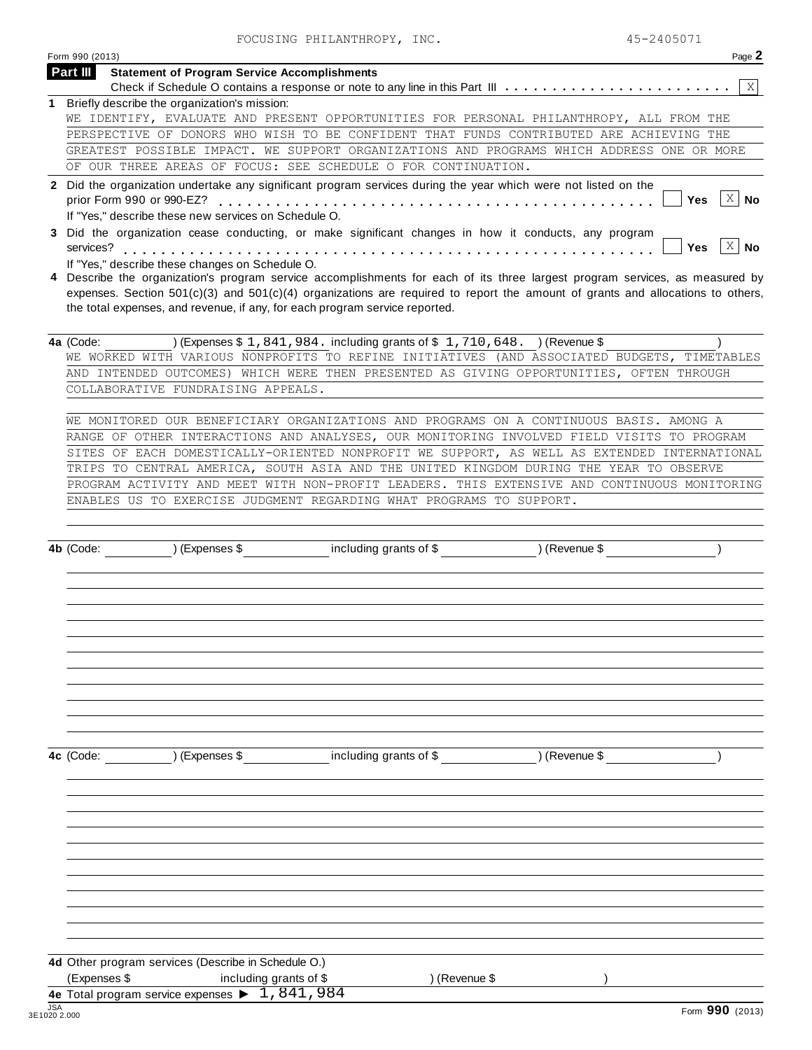FOCUSING PHILANTHROPY, INC. 45-2405071

Form 990 (2013)

## Part III Statement of Program Service Accomplishments

Check if Schedule O contains a response or note to any line in this Part III . . . . . . . . . . . . . . . . . . . . . . . . [X]

**1** Briefly describe the organization's mission:

WE IDENTIFY, EVALUATE AND PRESENT OPPORTUNITIES FOR PERSONAL PHILANTHROPY, ALL FROM THE PERSPECTIVE OF DONORS WHO WISH TO BE CONFIDENT THAT FUNDS CONTRIBUTED ARE ACHIEVING THE GREATEST POSSIBLE IMPACT. WE SUPPORT ORGANIZATIONS AND PROGRAMS WHICH ADDRESS ONE OR MORE OF OUR THREE AREAS OF FOCUS: SEE SCHEDULE O FOR CONTINUATION.

**2** Did the organization undertake any significant program services during the year which were not listed on the prior Form 990 or 990-EZ? . . . . . . . . . . . . . . . . . . . . . . . . . . . . . . . . . . . . . . . . . [ ] Yes [X] No

If "Yes," describe these new services on Schedule O.

**3** Did the organization cease conducting, or make significant changes in how it conducts, any program services? . . . . . . . . . . . . . . . . . . . . . . . . . . . . . . . . . . . . . . . . . . . . . . . . . . [ ] Yes [X] No

If "Yes," describe these changes on Schedule O.

**4** Describe the organization's program service accomplishments for each of its three largest program services, as measured by expenses. Section 501(c)(3) and 501(c)(4) organizations are required to report the amount of grants and allocations to others, the total expenses, and revenue, if any, for each program service reported.

**4a** (Code: ) (Expenses $ 1,841,984. including grants of $ 1,710,648. ) (Revenue $ )

WE WORKED WITH VARIOUS NONPROFITS TO REFINE INITIATIVES (AND ASSOCIATED BUDGETS, TIMETABLES AND INTENDED OUTCOMES) WHICH WERE THEN PRESENTED AS GIVING OPPORTUNITIES, OFTEN THROUGH COLLABORATIVE FUNDRAISING APPEALS.

WE MONITORED OUR BENEFICIARY ORGANIZATIONS AND PROGRAMS ON A CONTINUOUS BASIS. AMONG A RANGE OF OTHER INTERACTIONS AND ANALYSES, OUR MONITORING INVOLVED FIELD VISITS TO PROGRAM SITES OF EACH DOMESTICALLY-ORIENTED NONPROFIT WE SUPPORT, AS WELL AS EXTENDED INTERNATIONAL TRIPS TO CENTRAL AMERICA, SOUTH ASIA AND THE UNITED KINGDOM DURING THE YEAR TO OBSERVE PROGRAM ACTIVITY AND MEET WITH NON-PROFIT LEADERS. THIS EXTENSIVE AND CONTINUOUS MONITORING ENABLES US TO EXERCISE JUDGMENT REGARDING WHAT PROGRAMS TO SUPPORT.

**4b** (Code: ) (Expenses $ including grants of $ ) (Revenue $ )

**4c** (Code: ) (Expenses $ including grants of $ ) (Revenue $ )

**4d** Other program services (Describe in Schedule O.)

(Expenses $ including grants of $ ) (Revenue $ )

**4e** Total program service expenses ▶ 1,841,984

Form **990** (2013)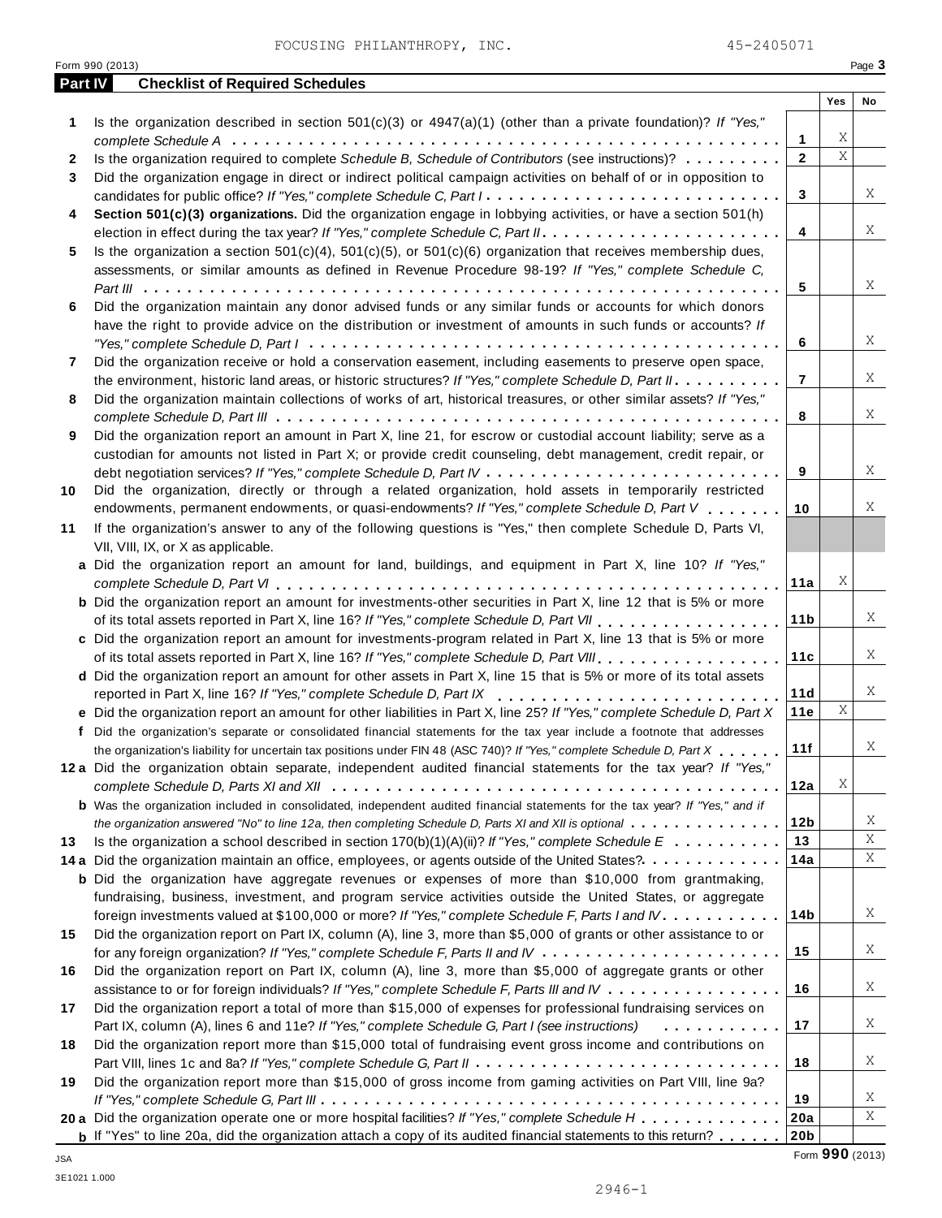FOCUSING PHILANTHROPY, INC. 45-2405071

Form 990 (2013)

## Part IV Checklist of Required Schedules

| | | | Yes | No |
|---|---|---|---|---|
| **1** | Is the organization described in section 501(c)(3) or 4947(a)(1) (other than a private foundation)? *If "Yes," complete Schedule A* | **1** | X | |
| **2** | Is the organization required to complete *Schedule B, Schedule of Contributors* (see instructions)? | **2** | X | |
| **3** | Did the organization engage in direct or indirect political campaign activities on behalf of or in opposition to candidates for public office? *If "Yes," complete Schedule C, Part I* | **3** | | X |
| **4** | **Section 501(c)(3) organizations.** Did the organization engage in lobbying activities, or have a section 501(h) election in effect during the tax year? *If "Yes," complete Schedule C, Part II* | **4** | | X |
| **5** | Is the organization a section 501(c)(4), 501(c)(5), or 501(c)(6) organization that receives membership dues, assessments, or similar amounts as defined in Revenue Procedure 98-19? *If "Yes," complete Schedule C, Part III* | **5** | | X |
| **6** | Did the organization maintain any donor advised funds or any similar funds or accounts for which donors have the right to provide advice on the distribution or investment of amounts in such funds or accounts? *If "Yes," complete Schedule D, Part I* | **6** | | X |
| **7** | Did the organization receive or hold a conservation easement, including easements to preserve open space, the environment, historic land areas, or historic structures? *If "Yes," complete Schedule D, Part II* | **7** | | X |
| **8** | Did the organization maintain collections of works of art, historical treasures, or other similar assets? *If "Yes," complete Schedule D, Part III* | **8** | | X |
| **9** | Did the organization report an amount in Part X, line 21, for escrow or custodial account liability; serve as a custodian for amounts not listed in Part X; or provide credit counseling, debt management, credit repair, or debt negotiation services? *If "Yes," complete Schedule D, Part IV* | **9** | | X |
| **10** | Did the organization, directly or through a related organization, hold assets in temporarily restricted endowments, permanent endowments, or quasi-endowments? *If "Yes," complete Schedule D, Part V* | **10** | | X |
| **11** | If the organization's answer to any of the following questions is "Yes," then complete Schedule D, Parts VI, VII, VIII, IX, or X as applicable. | | | |
| **a** | Did the organization report an amount for land, buildings, and equipment in Part X, line 10? *If "Yes," complete Schedule D, Part VI* | **11a** | X | |
| **b** | Did the organization report an amount for investments-other securities in Part X, line 12 that is 5% or more of its total assets reported in Part X, line 16? *If "Yes," complete Schedule D, Part VII* | **11b** | | X |
| **c** | Did the organization report an amount for investments-program related in Part X, line 13 that is 5% or more of its total assets reported in Part X, line 16? *If "Yes," complete Schedule D, Part VIII* | **11c** | | X |
| **d** | Did the organization report an amount for other assets in Part X, line 15 that is 5% or more of its total assets reported in Part X, line 16? *If "Yes," complete Schedule D, Part IX* | **11d** | | X |
| **e** | Did the organization report an amount for other liabilities in Part X, line 25? *If "Yes," complete Schedule D, Part X* | **11e** | X | |
| **f** | Did the organization's separate or consolidated financial statements for the tax year include a footnote that addresses the organization's liability for uncertain tax positions under FIN 48 (ASC 740)? *If "Yes," complete Schedule D, Part X* | **11f** | | X |
| **12a** | Did the organization obtain separate, independent audited financial statements for the tax year? *If "Yes," complete Schedule D, Parts XI and XII* | **12a** | X | |
| **b** | Was the organization included in consolidated, independent audited financial statements for the tax year? *If "Yes," and if the organization answered "No" to line 12a, then completing Schedule D, Parts XI and XII is optional* | **12b** | | X |
| **13** | Is the organization a school described in section 170(b)(1)(A)(ii)? *If "Yes," complete Schedule E* | **13** | | X |
| **14a** | Did the organization maintain an office, employees, or agents outside of the United States? | **14a** | | X |
| **b** | Did the organization have aggregate revenues or expenses of more than $10,000 from grantmaking, fundraising, business, investment, and program service activities outside the United States, or aggregate foreign investments valued at $100,000 or more? *If "Yes," complete Schedule F, Parts I and IV* | **14b** | | X |
| **15** | Did the organization report on Part IX, column (A), line 3, more than $5,000 of grants or other assistance to or for any foreign organization? *If "Yes," complete Schedule F, Parts II and IV* | **15** | | X |
| **16** | Did the organization report on Part IX, column (A), line 3, more than $5,000 of aggregate grants or other assistance to or for foreign individuals? *If "Yes," complete Schedule F, Parts III and IV* | **16** | | X |
| **17** | Did the organization report a total of more than $15,000 of expenses for professional fundraising services on Part IX, column (A), lines 6 and 11e? *If "Yes," complete Schedule G, Part I (see instructions)* | **17** | | X |
| **18** | Did the organization report more than $15,000 total of fundraising event gross income and contributions on Part VIII, lines 1c and 8a? *If "Yes," complete Schedule G, Part II* | **18** | | X |
| **19** | Did the organization report more than $15,000 of gross income from gaming activities on Part VIII, line 9a? *If "Yes," complete Schedule G, Part III* | **19** | | X |
| **20a** | Did the organization operate one or more hospital facilities? *If "Yes," complete Schedule H* | **20a** | | X |
| **b** | If "Yes" to line 20a, did the organization attach a copy of its audited financial statements to this return? | **20b** | | |

Form **990** (2013)

JSA
3E1021 1.000

2946-1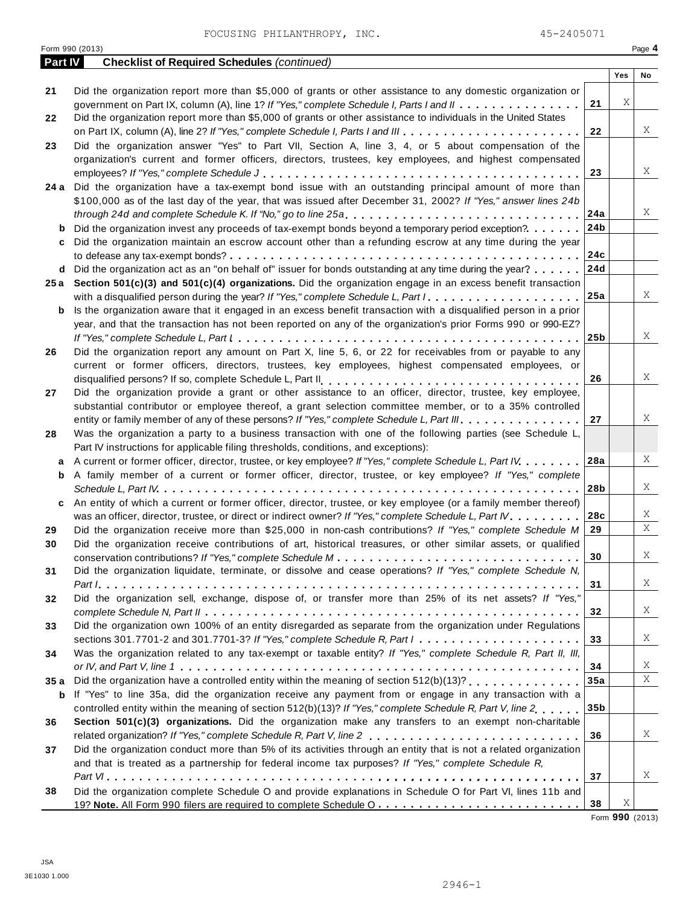FOCUSING PHILANTHROPY, INC. 45-2405071

Form 990 (2013)

## Part IV Checklist of Required Schedules *(continued)*

| | | | Yes | No |
|---|---|---|---|---|
| 21 | Did the organization report more than $5,000 of grants or other assistance to any domestic organization or government on Part IX, column (A), line 1? *If "Yes," complete Schedule I, Parts I and II* | 21 | X | |
| 22 | Did the organization report more than $5,000 of grants or other assistance to individuals in the United States on Part IX, column (A), line 2? *If "Yes," complete Schedule I, Parts I and III* | 22 | | X |
| 23 | Did the organization answer "Yes" to Part VII, Section A, line 3, 4, or 5 about compensation of the organization's current and former officers, directors, trustees, key employees, and highest compensated employees? *If "Yes," complete Schedule J* | 23 | | X |
| 24 a | Did the organization have a tax-exempt bond issue with an outstanding principal amount of more than $100,000 as of the last day of the year, that was issued after December 31, 2002? *If "Yes," answer lines 24b through 24d and complete Schedule K. If "No," go to line 25a* | 24a | | X |
| b | Did the organization invest any proceeds of tax-exempt bonds beyond a temporary period exception? | 24b | | |
| c | Did the organization maintain an escrow account other than a refunding escrow at any time during the year to defease any tax-exempt bonds? | 24c | | |
| d | Did the organization act as an "on behalf of" issuer for bonds outstanding at any time during the year? | 24d | | |
| 25 a | **Section 501(c)(3) and 501(c)(4) organizations.** Did the organization engage in an excess benefit transaction with a disqualified person during the year? *If "Yes," complete Schedule L, Part I* | 25a | | X |
| b | Is the organization aware that it engaged in an excess benefit transaction with a disqualified person in a prior year, and that the transaction has not been reported on any of the organization's prior Forms 990 or 990-EZ? *If "Yes," complete Schedule L, Part I* | 25b | | X |
| 26 | Did the organization report any amount on Part X, line 5, 6, or 22 for receivables from or payable to any current or former officers, directors, trustees, key employees, highest compensated employees, or disqualified persons? If so, complete Schedule L, Part II | 26 | | X |
| 27 | Did the organization provide a grant or other assistance to an officer, director, trustee, key employee, substantial contributor or employee thereof, a grant selection committee member, or to a 35% controlled entity or family member of any of these persons? *If "Yes," complete Schedule L, Part III* | 27 | | X |
| 28 | Was the organization a party to a business transaction with one of the following parties (see Schedule L, Part IV instructions for applicable filing thresholds, conditions, and exceptions): | | | |
| a | A current or former officer, director, trustee, or key employee? *If "Yes," complete Schedule L, Part IV* | 28a | | X |
| b | A family member of a current or former officer, director, trustee, or key employee? *If "Yes," complete Schedule L, Part IV* | 28b | | X |
| c | An entity of which a current or former officer, director, trustee, or key employee (or a family member thereof) was an officer, director, trustee, or direct or indirect owner? *If "Yes," complete Schedule L, Part IV* | 28c | | X |
| 29 | Did the organization receive more than $25,000 in non-cash contributions? *If "Yes," complete Schedule M* | 29 | | X |
| 30 | Did the organization receive contributions of art, historical treasures, or other similar assets, or qualified conservation contributions? *If "Yes," complete Schedule M* | 30 | | X |
| 31 | Did the organization liquidate, terminate, or dissolve and cease operations? *If "Yes," complete Schedule N, Part I* | 31 | | X |
| 32 | Did the organization sell, exchange, dispose of, or transfer more than 25% of its net assets? *If "Yes," complete Schedule N, Part II* | 32 | | X |
| 33 | Did the organization own 100% of an entity disregarded as separate from the organization under Regulations sections 301.7701-2 and 301.7701-3? *If "Yes," complete Schedule R, Part I* | 33 | | X |
| 34 | Was the organization related to any tax-exempt or taxable entity? *If "Yes," complete Schedule R, Part II, III, or IV, and Part V, line 1* | 34 | | X |
| 35 a | Did the organization have a controlled entity within the meaning of section 512(b)(13)? | 35a | | X |
| b | If "Yes" to line 35a, did the organization receive any payment from or engage in any transaction with a controlled entity within the meaning of section 512(b)(13)? *If "Yes," complete Schedule R, Part V, line 2* | 35b | | |
| 36 | **Section 501(c)(3) organizations.** Did the organization make any transfers to an exempt non-charitable related organization? *If "Yes," complete Schedule R, Part V, line 2* | 36 | | X |
| 37 | Did the organization conduct more than 5% of its activities through an entity that is not a related organization and that is treated as a partnership for federal income tax purposes? *If "Yes," complete Schedule R, Part VI* | 37 | | X |
| 38 | Did the organization complete Schedule O and provide explanations in Schedule O for Part VI, lines 11b and 19? **Note.** All Form 990 filers are required to complete Schedule O | 38 | X | |

Form **990** (2013)

JSA
3E1030 1.000

2946-1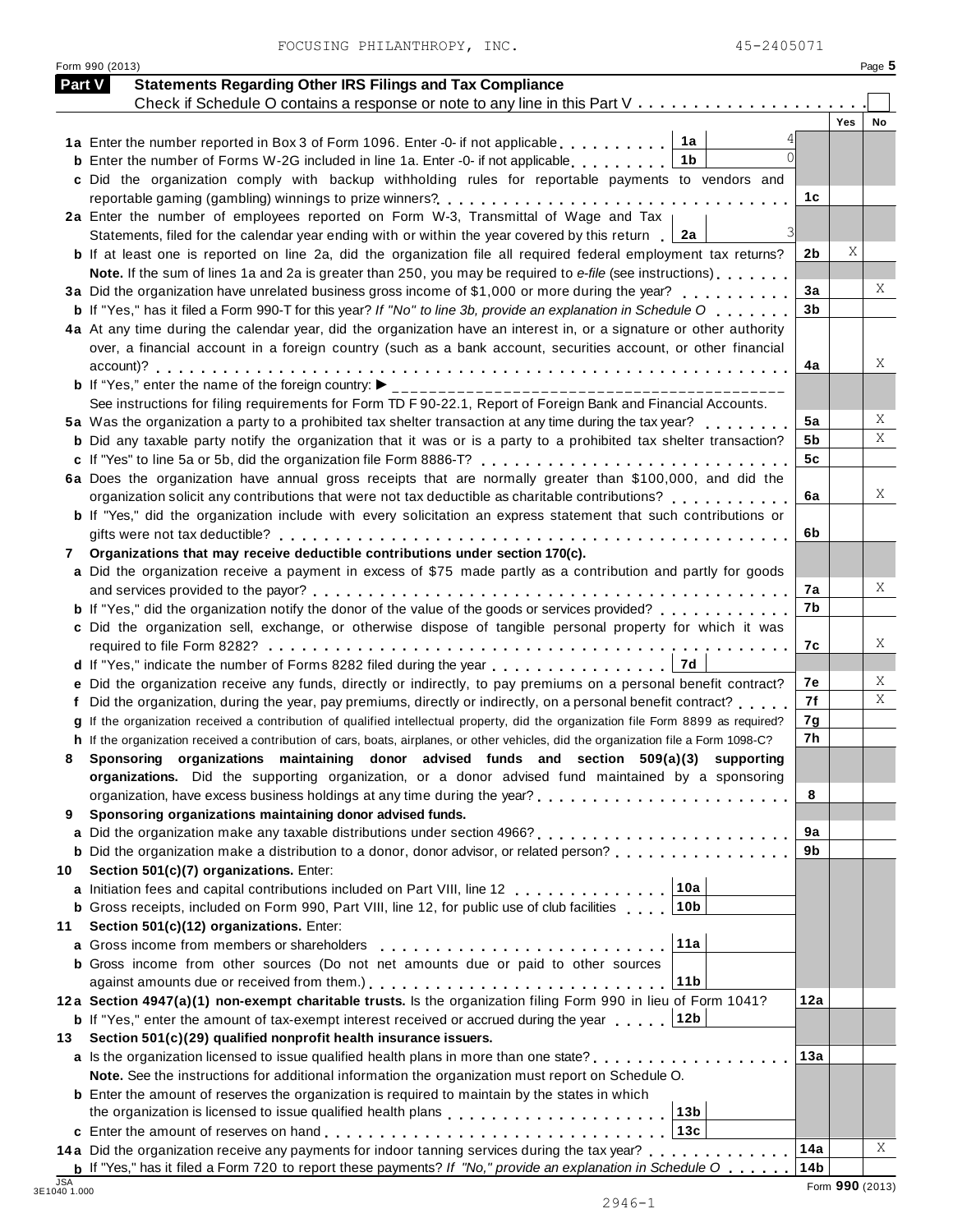FOCUSING PHILANTHROPY, INC. 45-2405071

Form 990 (2013)

## Part V Statements Regarding Other IRS Filings and Tax Compliance

Check if Schedule O contains a response or note to any line in this Part V

| | | | | Yes | No |
|---|---|---|---|---|---|
| **1a** Enter the number reported in Box 3 of Form 1096. Enter -0- if not applicable | 1a | 4 | | | |
| **b** Enter the number of Forms W-2G included in line 1a. Enter -0- if not applicable | 1b | 0 | | | |
| **c** Did the organization comply with backup withholding rules for reportable payments to vendors and reportable gaming (gambling) winnings to prize winners? | | | 1c | | |
| **2a** Enter the number of employees reported on Form W-3, Transmittal of Wage and Tax Statements, filed for the calendar year ending with or within the year covered by this return | 2a | 3 | | | |
| **b** If at least one is reported on line 2a, did the organization file all required federal employment tax returns? | | | 2b | X | |
| **Note.** If the sum of lines 1a and 2a is greater than 250, you may be required to *e-file* (see instructions) | | | | | |
| **3a** Did the organization have unrelated business gross income of $1,000 or more during the year? | | | 3a | | X |
| **b** If "Yes," has it filed a Form 990-T for this year? *If "No" to line 3b, provide an explanation in Schedule O* | | | 3b | | |
| **4a** At any time during the calendar year, did the organization have an interest in, or a signature or other authority over, a financial account in a foreign country (such as a bank account, securities account, or other financial account)? | | | 4a | | X |
| **b** If "Yes," enter the name of the foreign country: ▶ | | | | | |
| See instructions for filing requirements for Form TD F 90-22.1, Report of Foreign Bank and Financial Accounts. | | | | | |
| **5a** Was the organization a party to a prohibited tax shelter transaction at any time during the tax year? | | | 5a | | X |
| **b** Did any taxable party notify the organization that it was or is a party to a prohibited tax shelter transaction? | | | 5b | | X |
| **c** If "Yes" to line 5a or 5b, did the organization file Form 8886-T? | | | 5c | | |
| **6a** Does the organization have annual gross receipts that are normally greater than $100,000, and did the organization solicit any contributions that were not tax deductible as charitable contributions? | | | 6a | | X |
| **b** If "Yes," did the organization include with every solicitation an express statement that such contributions or gifts were not tax deductible? | | | 6b | | |
| **7 Organizations that may receive deductible contributions under section 170(c).** | | | | | |
| **a** Did the organization receive a payment in excess of $75 made partly as a contribution and partly for goods and services provided to the payor? | | | 7a | | X |
| **b** If "Yes," did the organization notify the donor of the value of the goods or services provided? | | | 7b | | |
| **c** Did the organization sell, exchange, or otherwise dispose of tangible personal property for which it was required to file Form 8282? | | | 7c | | X |
| **d** If "Yes," indicate the number of Forms 8282 filed during the year | 7d | | | | |
| **e** Did the organization receive any funds, directly or indirectly, to pay premiums on a personal benefit contract? | | | 7e | | X |
| **f** Did the organization, during the year, pay premiums, directly or indirectly, on a personal benefit contract? | | | 7f | | X |
| **g** If the organization received a contribution of qualified intellectual property, did the organization file Form 8899 as required? | | | 7g | | |
| **h** If the organization received a contribution of cars, boats, airplanes, or other vehicles, did the organization file a Form 1098-C? | | | 7h | | |
| **8 Sponsoring organizations maintaining donor advised funds and section 509(a)(3) supporting organizations.** Did the supporting organization, or a donor advised fund maintained by a sponsoring organization, have excess business holdings at any time during the year? | | | 8 | | |
| **9 Sponsoring organizations maintaining donor advised funds.** | | | | | |
| **a** Did the organization make any taxable distributions under section 4966? | | | 9a | | |
| **b** Did the organization make a distribution to a donor, donor advisor, or related person? | | | 9b | | |
| **10 Section 501(c)(7) organizations.** Enter: | | | | | |
| **a** Initiation fees and capital contributions included on Part VIII, line 12 | 10a | | | | |
| **b** Gross receipts, included on Form 990, Part VIII, line 12, for public use of club facilities | 10b | | | | |
| **11 Section 501(c)(12) organizations.** Enter: | | | | | |
| **a** Gross income from members or shareholders | 11a | | | | |
| **b** Gross income from other sources (Do not net amounts due or paid to other sources against amounts due or received from them.) | 11b | | | | |
| **12a Section 4947(a)(1) non-exempt charitable trusts.** Is the organization filing Form 990 in lieu of Form 1041? | | | 12a | | |
| **b** If "Yes," enter the amount of tax-exempt interest received or accrued during the year | 12b | | | | |
| **13 Section 501(c)(29) qualified nonprofit health insurance issuers.** | | | | | |
| **a** Is the organization licensed to issue qualified health plans in more than one state? | | | 13a | | |
| **Note.** See the instructions for additional information the organization must report on Schedule O. | | | | | |
| **b** Enter the amount of reserves the organization is required to maintain by the states in which the organization is licensed to issue qualified health plans | 13b | | | | |
| **c** Enter the amount of reserves on hand | 13c | | | | |
| **14a** Did the organization receive any payments for indoor tanning services during the tax year? | | | 14a | | X |
| **b** If "Yes," has it filed a Form 720 to report these payments? *If "No," provide an explanation in Schedule O* | | | 14b | | |

JSA 3E1040 1.000

Form **990** (2013)

2946-1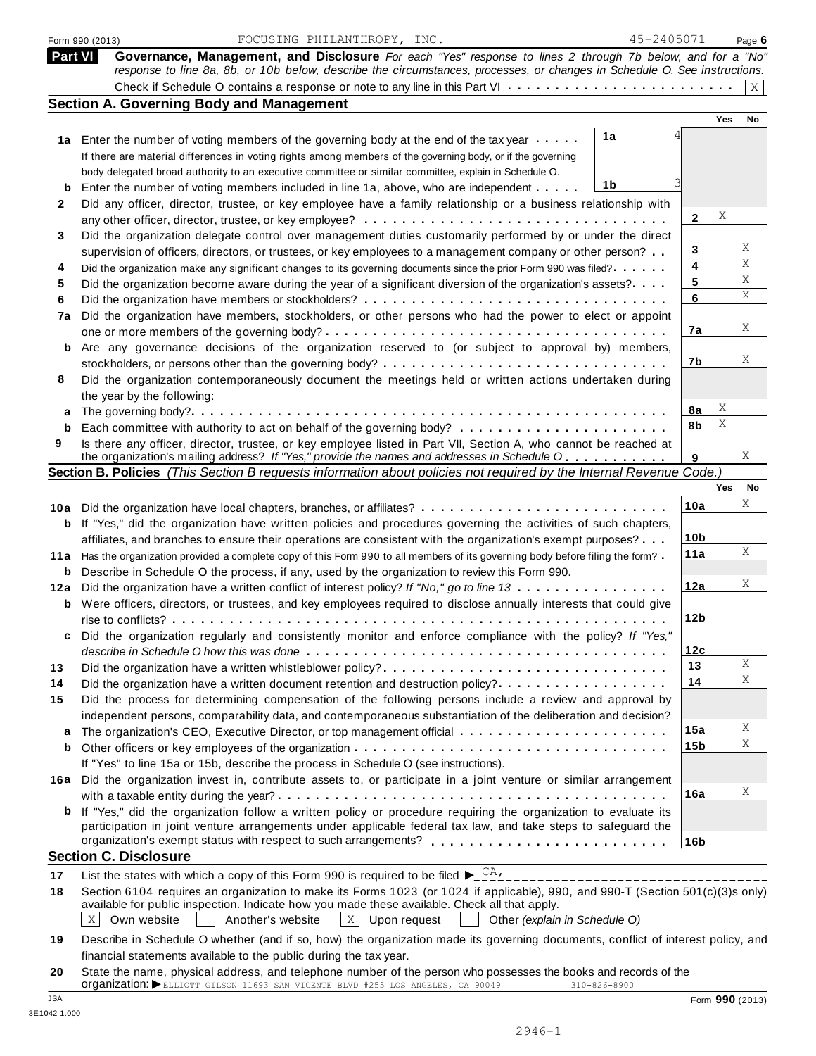Form 990 (2013) FOCUSING PHILANTHROPY, INC. 45-2405071 Page **6**

## Part VI Governance, Management, and Disclosure

*For each "Yes" response to lines 2 through 7b below, and for a "No" response to line 8a, 8b, or 10b below, describe the circumstances, processes, or changes in Schedule O. See instructions.*

Check if Schedule O contains a response or note to any line in this Part VI . . . . . . . . . . . . . . . . . . . . . . . . . [X]

### Section A. Governing Body and Management

| | | | | Yes | No |
|---|---|---|---|---|---|
| **1a** | Enter the number of voting members of the governing body at the end of the tax year . . . . . **1a** 4 <br> If there are material differences in voting rights among members of the governing body, or if the governing body delegated broad authority to an executive committee or similar committee, explain in Schedule O. | | | | |
| **b** | Enter the number of voting members included in line 1a, above, who are independent . . . . . **1b** 3 | | | | |
| **2** | Did any officer, director, trustee, or key employee have a family relationship or a business relationship with any other officer, director, trustee, or key employee? . . . . . . . . . . | | **2** | X | |
| **3** | Did the organization delegate control over management duties customarily performed by or under the direct supervision of officers, directors, or trustees, or key employees to a management company or other person? . . | | **3** | | X |
| **4** | Did the organization make any significant changes to its governing documents since the prior Form 990 was filed? . . . . . | | **4** | | X |
| **5** | Did the organization become aware during the year of a significant diversion of the organization's assets? . . . . | | **5** | | X |
| **6** | Did the organization have members or stockholders? . . . . . . . . . . | | **6** | | X |
| **7a** | Did the organization have members, stockholders, or other persons who had the power to elect or appoint one or more members of the governing body? . . . . . . . . . . | | **7a** | | X |
| **b** | Are any governance decisions of the organization reserved to (or subject to approval by) members, stockholders, or persons other than the governing body? . . . . . . . . . . | | **7b** | | X |
| **8** | Did the organization contemporaneously document the meetings held or written actions undertaken during the year by the following: | | | | |
| **a** | The governing body? . . . . . . . . . . | | **8a** | X | |
| **b** | Each committee with authority to act on behalf of the governing body? . . . . . . . . . . | | **8b** | X | |
| **9** | Is there any officer, director, trustee, or key employee listed in Part VII, Section A, who cannot be reached at the organization's mailing address? *If "Yes," provide the names and addresses in Schedule O* . . . . . . . . . . | | **9** | | X |

### Section B. Policies *(This Section B requests information about policies not required by the Internal Revenue Code.)*

| | | | Yes | No |
|---|---|---|---|---|
| **10a** | Did the organization have local chapters, branches, or affiliates? . . . . . . . . . . | **10a** | | X |
| **b** | If "Yes," did the organization have written policies and procedures governing the activities of such chapters, affiliates, and branches to ensure their operations are consistent with the organization's exempt purposes? . . . | **10b** | | |
| **11a** | Has the organization provided a complete copy of this Form 990 to all members of its governing body before filing the form? . | **11a** | | X |
| **b** | Describe in Schedule O the process, if any, used by the organization to review this Form 990. | | | |
| **12a** | Did the organization have a written conflict of interest policy? *If "No," go to line 13* . . . . . . . . . . | **12a** | | X |
| **b** | Were officers, directors, or trustees, and key employees required to disclose annually interests that could give rise to conflicts? . . . . . . . . . . | **12b** | | |
| **c** | Did the organization regularly and consistently monitor and enforce compliance with the policy? *If "Yes," describe in Schedule O how this was done* . . . . . . . . . . | **12c** | | |
| **13** | Did the organization have a written whistleblower policy? . . . . . . . . . . | **13** | | X |
| **14** | Did the organization have a written document retention and destruction policy? . . . . . . . . . . | **14** | | X |
| **15** | Did the process for determining compensation of the following persons include a review and approval by independent persons, comparability data, and contemporaneous substantiation of the deliberation and decision? | | | |
| **a** | The organization's CEO, Executive Director, or top management official . . . . . . . . . . | **15a** | | X |
| **b** | Other officers or key employees of the organization . . . . . . . . . . | **15b** | | X |
| | If "Yes" to line 15a or 15b, describe the process in Schedule O (see instructions). | | | |
| **16a** | Did the organization invest in, contribute assets to, or participate in a joint venture or similar arrangement with a taxable entity during the year? . . . . . . . . . . | **16a** | | X |
| **b** | If "Yes," did the organization follow a written policy or procedure requiring the organization to evaluate its participation in joint venture arrangements under applicable federal tax law, and take steps to safeguard the organization's exempt status with respect to such arrangements? . . . . . . . . . . | **16b** | | |

### Section C. Disclosure

**17** List the states with which a copy of this Form 990 is required to be filed ▶ CA,

**18** Section 6104 requires an organization to make its Forms 1023 (or 1024 if applicable), 990, and 990-T (Section 501(c)(3)s only) available for public inspection. Indicate how you made these available. Check all that apply.

[X] Own website [ ] Another's website [X] Upon request [ ] Other *(explain in Schedule O)*

**19** Describe in Schedule O whether (and if so, how) the organization made its governing documents, conflict of interest policy, and financial statements available to the public during the tax year.

**20** State the name, physical address, and telephone number of the person who possesses the books and records of the organization: ▶ ELLIOTT GILSON 11693 SAN VICENTE BLVD #255 LOS ANGELES, CA 90049 310-826-8900

JSA
3E1042 1.000

Form **990** (2013)

2946-1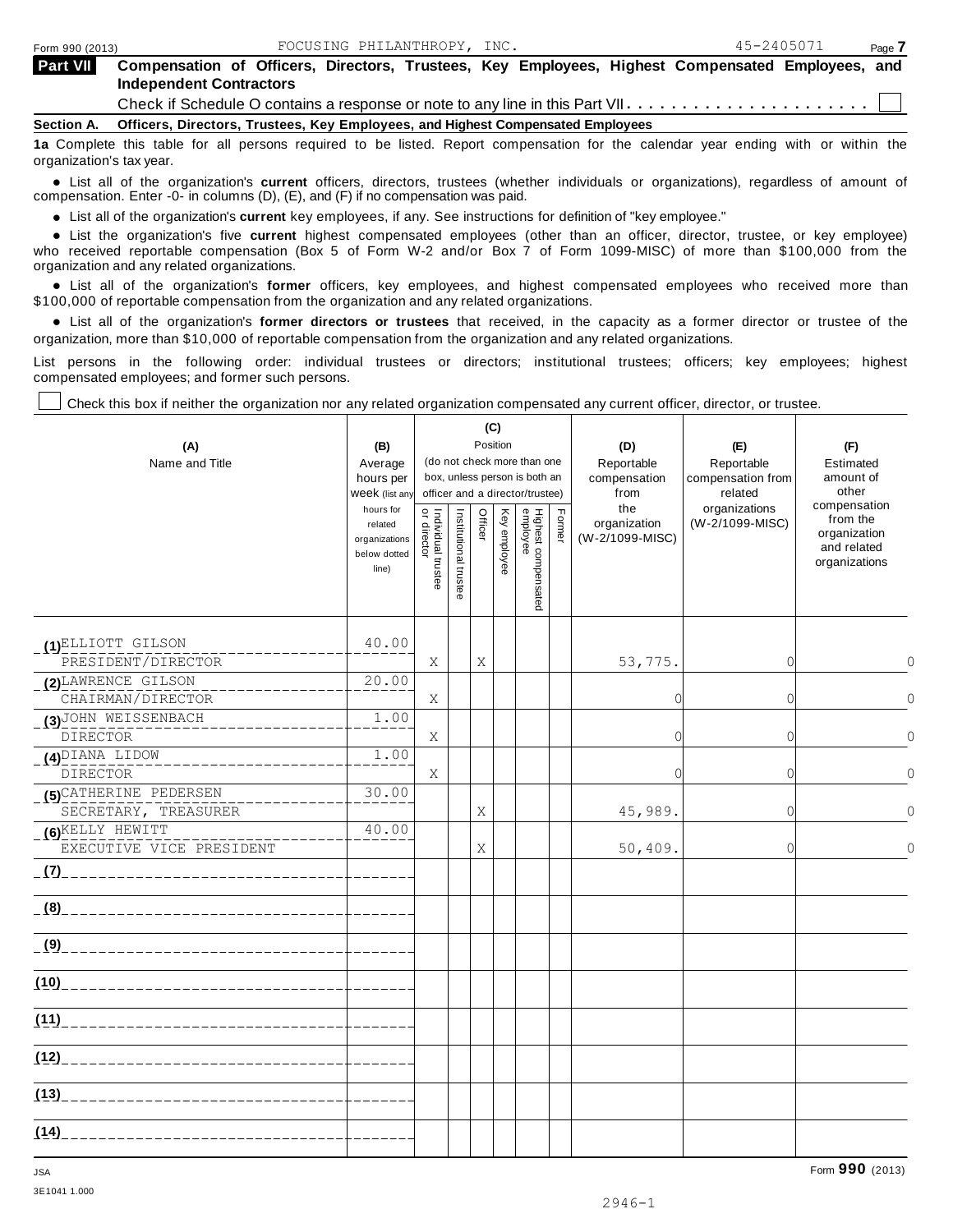Form 990 (2013) FOCUSING PHILANTHROPY, INC. 45-2405071 Page **7**

## Part VII Compensation of Officers, Directors, Trustees, Key Employees, Highest Compensated Employees, and Independent Contractors

Check if Schedule O contains a response or note to any line in this Part VII . . . . . . . . . . . . . . . . . . . . . . ☐

### Section A. Officers, Directors, Trustees, Key Employees, and Highest Compensated Employees

**1a** Complete this table for all persons required to be listed. Report compensation for the calendar year ending with or within the organization's tax year.

- List all of the organization's **current** officers, directors, trustees (whether individuals or organizations), regardless of amount of compensation. Enter -0- in columns (D), (E), and (F) if no compensation was paid.
- List all of the organization's **current** key employees, if any. See instructions for definition of "key employee."
- List the organization's five **current** highest compensated employees (other than an officer, director, trustee, or key employee) who received reportable compensation (Box 5 of Form W-2 and/or Box 7 of Form 1099-MISC) of more than $100,000 from the organization and any related organizations.
- List all of the organization's **former** officers, key employees, and highest compensated employees who received more than $100,000 of reportable compensation from the organization and any related organizations.
- List all of the organization's **former directors or trustees** that received, in the capacity as a former director or trustee of the organization, more than $10,000 of reportable compensation from the organization and any related organizations.

List persons in the following order: individual trustees or directors; institutional trustees; officers; key employees; highest compensated employees; and former such persons.

☐ Check this box if neither the organization nor any related organization compensated any current officer, director, or trustee.

| (A) Name and Title | (B) Average hours per week (list any hours for related organizations below dotted line) | (C) Position (do not check more than one box, unless person is both an officer and a director/trustee) | | | | | | (D) Reportable compensation from the organization (W-2/1099-MISC) | (E) Reportable compensation from related organizations (W-2/1099-MISC) | (F) Estimated amount of other compensation from the organization and related organizations |
|---|---|---|---|---|---|---|---|---|---|---|
| | | Individual trustee or director | Institutional trustee | Officer | Key employee | Highest compensated employee | Former | | | |
| (1) ELLIOTT GILSON<br>PRESIDENT/DIRECTOR | 40.00 | X | | X | | | | 53,775. | 0 | 0 |
| (2) LAWRENCE GILSON<br>CHAIRMAN/DIRECTOR | 20.00 | X | | | | | | 0 | 0 | 0 |
| (3) JOHN WEISSENBACH<br>DIRECTOR | 1.00 | X | | | | | | 0 | 0 | 0 |
| (4) DIANA LIDOW<br>DIRECTOR | 1.00 | X | | | | | | 0 | 0 | 0 |
| (5) CATHERINE PEDERSEN<br>SECRETARY, TREASURER | 30.00 | | | X | | | | 45,989. | 0 | 0 |
| (6) KELLY HEWITT<br>EXECUTIVE VICE PRESIDENT | 40.00 | | | X | | | | 50,409. | 0 | 0 |
| (7) | | | | | | | | | | |
| (8) | | | | | | | | | | |
| (9) | | | | | | | | | | |
| (10) | | | | | | | | | | |
| (11) | | | | | | | | | | |
| (12) | | | | | | | | | | |
| (13) | | | | | | | | | | |
| (14) | | | | | | | | | | |

JSA
3E1041 1.000

Form **990** (2013)

2946-1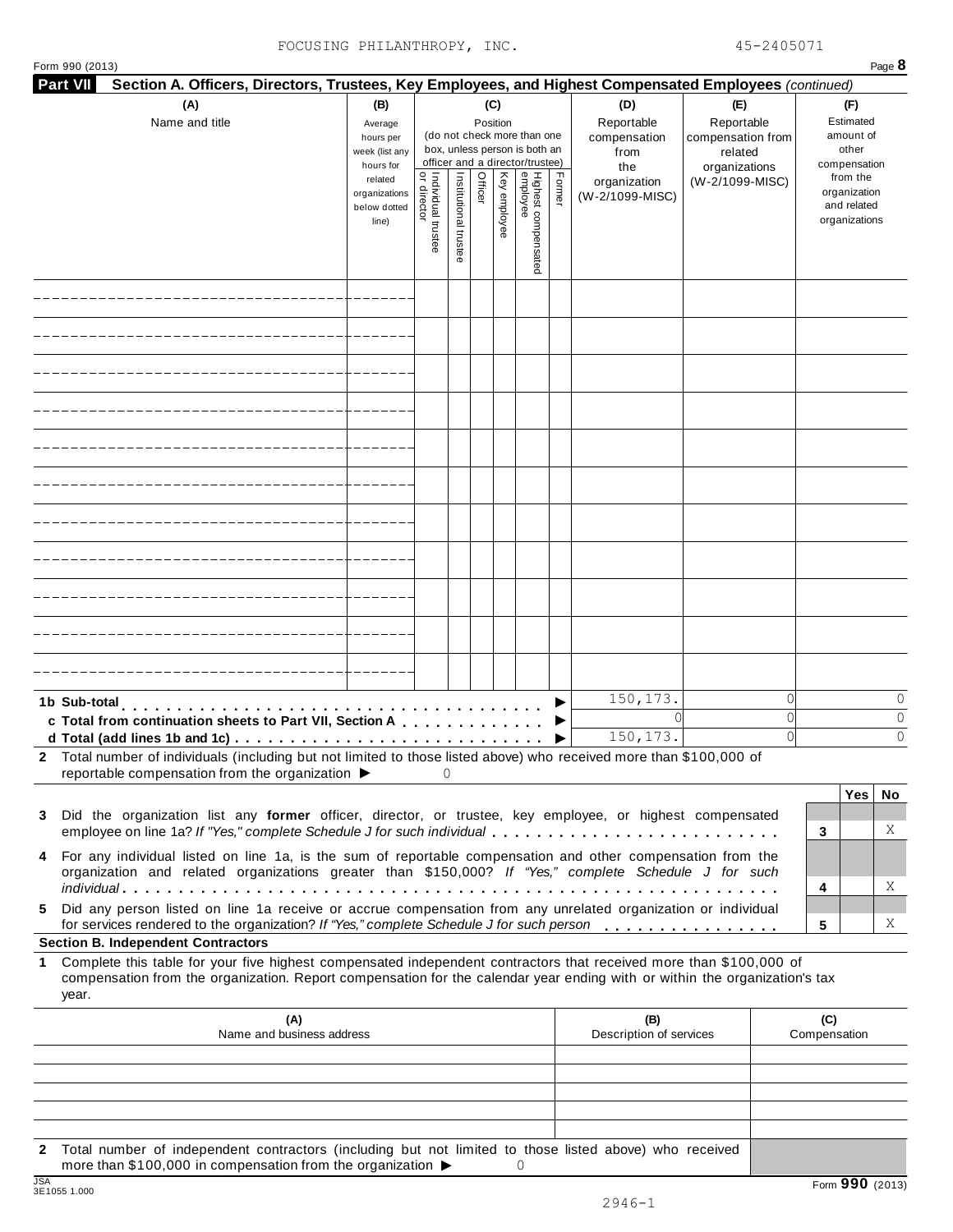FOCUSING PHILANTHROPY, INC. 45-2405071

Form 990 (2013) Page **8**

## Part VII Section A. Officers, Directors, Trustees, Key Employees, and Highest Compensated Employees *(continued)*

| (A) Name and title | (B) Average hours per week (list any hours for related organizations below dotted line) | (C) Position (do not check more than one box, unless person is both an officer and a director/trustee) | | | | | | (D) Reportable compensation from the organization (W-2/1099-MISC) | (E) Reportable compensation from related organizations (W-2/1099-MISC) | (F) Estimated amount of other compensation from the organization and related organizations |
|---|---|---|---|---|---|---|---|---|---|---|
| | | Individual trustee or director | Institutional trustee | Officer | Key employee | Highest compensated employee | Former | | | |
| | | | | | | | | | | |
| | | | | | | | | | | |
| | | | | | | | | | | |
| | | | | | | | | | | |
| | | | | | | | | | | |
| | | | | | | | | | | |
| | | | | | | | | | | |
| | | | | | | | | | | |
| | | | | | | | | | | |
| | | | | | | | | | | |
| | | | | | | | | | | |
| **1b Sub-total** | | | | | | | ▶ | 150,173. | 0 | 0 |
| **c Total from continuation sheets to Part VII, Section A** | | | | | | | ▶ | 0 | 0 | 0 |
| **d Total (add lines 1b and 1c)** | | | | | | | ▶ | 150,173. | 0 | 0 |

**2** Total number of individuals (including but not limited to those listed above) who received more than $100,000 of reportable compensation from the organization ▶ 0

| | | Yes | No |
|---|---|---|---|
| **3** Did the organization list any **former** officer, director, or trustee, key employee, or highest compensated employee on line 1a? *If "Yes," complete Schedule J for such individual* | **3** | | X |
| **4** For any individual listed on line 1a, is the sum of reportable compensation and other compensation from the organization and related organizations greater than $150,000? *If "Yes," complete Schedule J for such individual* | **4** | | X |
| **5** Did any person listed on line 1a receive or accrue compensation from any unrelated organization or individual for services rendered to the organization? *If "Yes," complete Schedule J for such person* | **5** | | X |

### Section B. Independent Contractors

**1** Complete this table for your five highest compensated independent contractors that received more than $100,000 of compensation from the organization. Report compensation for the calendar year ending with or within the organization's tax year.

| (A) Name and business address | (B) Description of services | (C) Compensation |
|---|---|---|
| | | |
| | | |
| | | |
| | | |
| | | |

**2** Total number of independent contractors (including but not limited to those listed above) who received more than $100,000 in compensation from the organization ▶ 0

JSA 3E1055 1.000 Form **990** (2013)

2946-1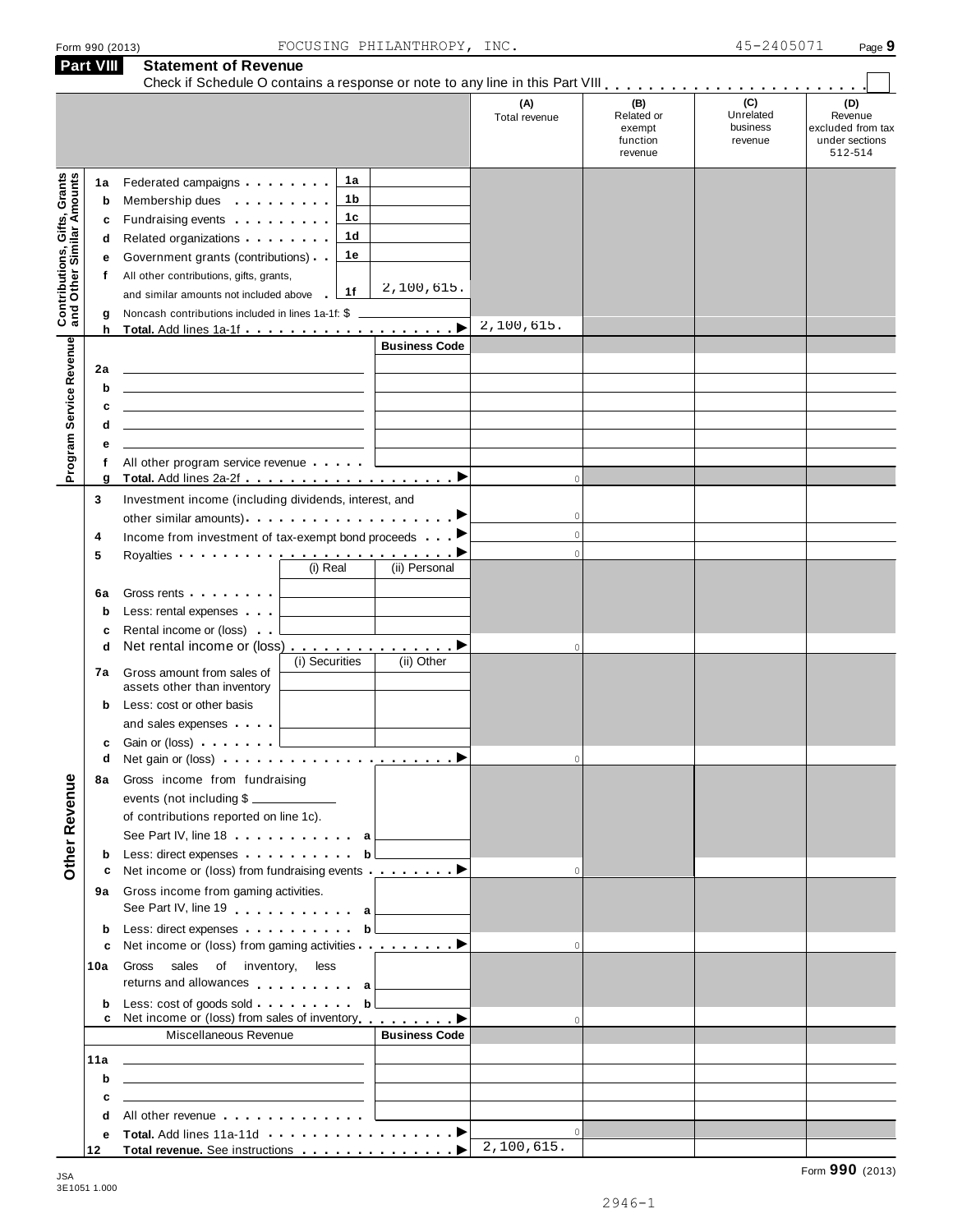Form 990 (2013) FOCUSING PHILANTHROPY, INC. 45-2405071 Page **9**

## Part VIII Statement of Revenue

Check if Schedule O contains a response or note to any line in this Part VIII . . . . . . . . . . . . . . . . . . . . . . . ☐

| | | | (A) Total revenue | (B) Related or exempt function revenue | (C) Unrelated business revenue | (D) Revenue excluded from tax under sections 512-514 |
|---|---|---|---|---|---|---|
| **Contributions, Gifts, Grants and Other Similar Amounts** | | | | | | |
| 1a | Federated campaigns . . . . . . . . 1a | | | | | |
| b | Membership dues . . . . . . . . . 1b | | | | | |
| c | Fundraising events . . . . . . . . . 1c | | | | | |
| d | Related organizations . . . . . . . . 1d | | | | | |
| e | Government grants (contributions) . . 1e | | | | | |
| f | All other contributions, gifts, grants, and similar amounts not included above . 1f | 2,100,615. | | | | |
| g | Noncash contributions included in lines 1a-1f: $ | | | | | |
| h | **Total.** Add lines 1a-1f . . . . . . . . . . . . . . . . . . ▶ | | 2,100,615. | | | |
| **Program Service Revenue** | | **Business Code** | | | | |
| 2a | | | | | | |
| b | | | | | | |
| c | | | | | | |
| d | | | | | | |
| e | | | | | | |
| f | All other program service revenue . . . . . | | | | | |
| g | **Total.** Add lines 2a-2f . . . . . . . . . . . . . . . . . . ▶ | | 0 | | | |
| **Other Revenue** | | | | | | |
| 3 | Investment income (including dividends, interest, and other similar amounts) . . . . . . . . . . . . . . . . . . ▶ | | 0 | | | |
| 4 | Income from investment of tax-exempt bond proceeds . . . ▶ | | 0 | | | |
| 5 | Royalties . . . . . . . . . . . . . . . . . . . . . . . ▶ | | 0 | | | |
| | | (i) Real / (ii) Personal | | | | |
| 6a | Gross rents . . . . . . . . | | | | | |
| b | Less: rental expenses . . . | | | | | |
| c | Rental income or (loss) . . | | | | | |
| d | Net rental income or (loss) . . . . . . . . . . . . . . . ▶ | | 0 | | | |
| | | (i) Securities / (ii) Other | | | | |
| 7a | Gross amount from sales of assets other than inventory | | | | | |
| b | Less: cost or other basis and sales expenses . . . . | | | | | |
| c | Gain or (loss) . . . . . . . | | | | | |
| d | Net gain or (loss) . . . . . . . . . . . . . . . . . . . . ▶ | | 0 | | | |
| 8a | Gross income from fundraising events (not including $ ____ of contributions reported on line 1c). See Part IV, line 18 . . . . . . . . . . . a | | | | | |
| b | Less: direct expenses . . . . . . . . . . b | | | | | |
| c | Net income or (loss) from fundraising events . . . . . . . . ▶ | | 0 | | | |
| 9a | Gross income from gaming activities. See Part IV, line 19 . . . . . . . . . . . a | | | | | |
| b | Less: direct expenses . . . . . . . . . . b | | | | | |
| c | Net income or (loss) from gaming activities . . . . . . . . . ▶ | | 0 | | | |
| 10a | Gross sales of inventory, less returns and allowances . . . . . . . . . a | | | | | |
| b | Less: cost of goods sold . . . . . . . . . b | | | | | |
| c | Net income or (loss) from sales of inventory . . . . . . . . . ▶ | | 0 | | | |
| | Miscellaneous Revenue | **Business Code** | | | | |
| 11a | | | | | | |
| b | | | | | | |
| c | | | | | | |
| d | All other revenue . . . . . . . . . . . . . | | | | | |
| e | **Total.** Add lines 11a-11d . . . . . . . . . . . . . . . . ▶ | | 0 | | | |
| 12 | **Total revenue.** See instructions . . . . . . . . . . . . . . ▶ | | 2,100,615. | | | |

JSA
3E1051 1.000

Form **990** (2013)

2946-1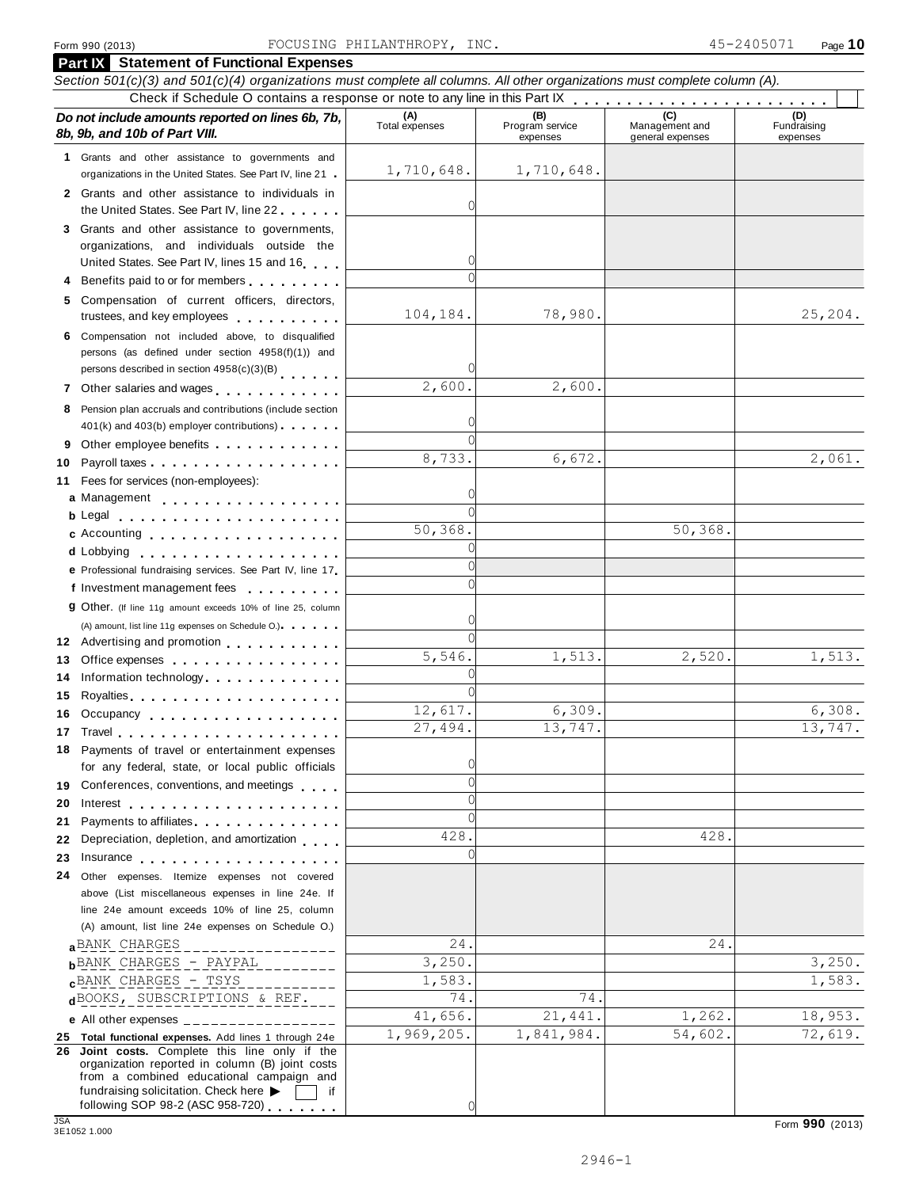Form 990 (2013) FOCUSING PHILANTHROPY, INC. 45-2405071 Page **10**

## Part IX Statement of Functional Expenses

*Section 501(c)(3) and 501(c)(4) organizations must complete all columns. All other organizations must complete column (A).*

Check if Schedule O contains a response or note to any line in this Part IX . . . . . . . . . . . . . . . . . . . . . . . . ☐

| ***Do not include amounts reported on lines 6b, 7b, 8b, 9b, and 10b of Part VIII.*** | (A) Total expenses | (B) Program service expenses | (C) Management and general expenses | (D) Fundraising expenses |
|---|---|---|---|---|
| **1** Grants and other assistance to governments and organizations in the United States. See Part IV, line 21 | 1,710,648. | 1,710,648. | | |
| **2** Grants and other assistance to individuals in the United States. See Part IV, line 22 | 0 | | | |
| **3** Grants and other assistance to governments, organizations, and individuals outside the United States. See Part IV, lines 15 and 16 | 0 | | | |
| **4** Benefits paid to or for members | 0 | | | |
| **5** Compensation of current officers, directors, trustees, and key employees | 104,184. | 78,980. | | 25,204. |
| **6** Compensation not included above, to disqualified persons (as defined under section 4958(f)(1)) and persons described in section 4958(c)(3)(B) | 0 | | | |
| **7** Other salaries and wages | 2,600. | 2,600. | | |
| **8** Pension plan accruals and contributions (include section 401(k) and 403(b) employer contributions) | 0 | | | |
| **9** Other employee benefits | 0 | | | |
| **10** Payroll taxes | 8,733. | 6,672. | | 2,061. |
| **11** Fees for services (non-employees): | | | | |
| **a** Management | 0 | | | |
| **b** Legal | 0 | | | |
| **c** Accounting | 50,368. | | 50,368. | |
| **d** Lobbying | 0 | | | |
| **e** Professional fundraising services. See Part IV, line 17 | 0 | | | |
| **f** Investment management fees | 0 | | | |
| **g** Other. (If line 11g amount exceeds 10% of line 25, column (A) amount, list line 11g expenses on Schedule O.) | 0 | | | |
| **12** Advertising and promotion | 0 | | | |
| **13** Office expenses | 5,546. | 1,513. | 2,520. | 1,513. |
| **14** Information technology | 0 | | | |
| **15** Royalties | 0 | | | |
| **16** Occupancy | 12,617. | 6,309. | | 6,308. |
| **17** Travel | 27,494. | 13,747. | | 13,747. |
| **18** Payments of travel or entertainment expenses for any federal, state, or local public officials | 0 | | | |
| **19** Conferences, conventions, and meetings | 0 | | | |
| **20** Interest | 0 | | | |
| **21** Payments to affiliates | 0 | | | |
| **22** Depreciation, depletion, and amortization | 428. | | 428. | |
| **23** Insurance | 0 | | | |
| **24** Other expenses. Itemize expenses not covered above (List miscellaneous expenses in line 24e. If line 24e amount exceeds 10% of line 25, column (A) amount, list line 24e expenses on Schedule O.) | | | | |
| **a** BANK CHARGES | 24. | | 24. | |
| **b** BANK CHARGES - PAYPAL | 3,250. | | | 3,250. |
| **c** BANK CHARGES - TSYS | 1,583. | | | 1,583. |
| **d** BOOKS, SUBSCRIPTIONS & REF. | 74. | 74. | | |
| **e** All other expenses | 41,656. | 21,441. | 1,262. | 18,953. |
| **25 Total functional expenses.** Add lines 1 through 24e | 1,969,205. | 1,841,984. | 54,602. | 72,619. |
| **26 Joint costs.** Complete this line only if the organization reported in column (B) joint costs from a combined educational campaign and fundraising solicitation. Check here ▶ ☐ if following SOP 98-2 (ASC 958-720) | 0 | | | |

JSA 3E1052 1.000

Form **990** (2013)

2946-1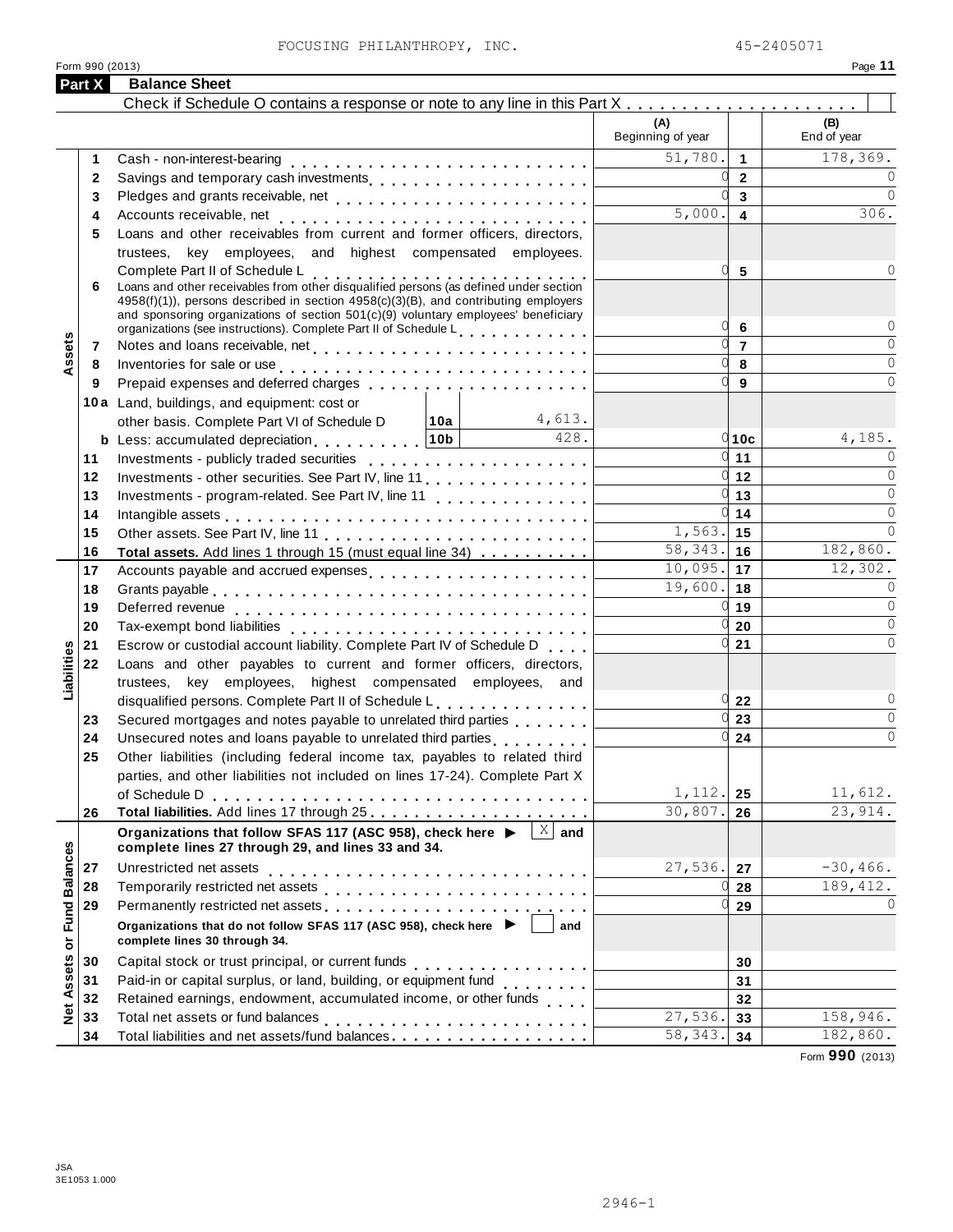FOCUSING PHILANTHROPY, INC. 45-2405071

Form 990 (2013) Page **11**

## Part X Balance Sheet

Check if Schedule O contains a response or note to any line in this Part X . . . . . . . . . . . . . . . . . . . . ☐

| Section | Line | Description | | | (A) Beginning of year | | (B) End of year |
|---|---|---|---|---|---|---|---|
| Assets | 1 | Cash - non-interest-bearing | | | 51,780. | 1 | 178,369. |
| | 2 | Savings and temporary cash investments | | | 0 | 2 | 0 |
| | 3 | Pledges and grants receivable, net | | | 0 | 3 | 0 |
| | 4 | Accounts receivable, net | | | 5,000. | 4 | 306. |
| | 5 | Loans and other receivables from current and former officers, directors, trustees, key employees, and highest compensated employees. Complete Part II of Schedule L | | | 0 | 5 | 0 |
| | 6 | Loans and other receivables from other disqualified persons (as defined under section 4958(f)(1)), persons described in section 4958(c)(3)(B), and contributing employers and sponsoring organizations of section 501(c)(9) voluntary employees' beneficiary organizations (see instructions). Complete Part II of Schedule L | | | 0 | 6 | 0 |
| | 7 | Notes and loans receivable, net | | | 0 | 7 | 0 |
| | 8 | Inventories for sale or use | | | 0 | 8 | 0 |
| | 9 | Prepaid expenses and deferred charges | | | 0 | 9 | 0 |
| | 10a | Land, buildings, and equipment: cost or other basis. Complete Part VI of Schedule D | 10a | 4,613. | | | |
| | b | Less: accumulated depreciation | 10b | 428. | 0 | 10c | 4,185. |
| | 11 | Investments - publicly traded securities | | | 0 | 11 | 0 |
| | 12 | Investments - other securities. See Part IV, line 11 | | | 0 | 12 | 0 |
| | 13 | Investments - program-related. See Part IV, line 11 | | | 0 | 13 | 0 |
| | 14 | Intangible assets | | | 0 | 14 | 0 |
| | 15 | Other assets. See Part IV, line 11 | | | 1,563. | 15 | 0 |
| | 16 | **Total assets.** Add lines 1 through 15 (must equal line 34) | | | 58,343. | 16 | 182,860. |
| Liabilities | 17 | Accounts payable and accrued expenses | | | 10,095. | 17 | 12,302. |
| | 18 | Grants payable | | | 19,600. | 18 | 0 |
| | 19 | Deferred revenue | | | 0 | 19 | 0 |
| | 20 | Tax-exempt bond liabilities | | | 0 | 20 | 0 |
| | 21 | Escrow or custodial account liability. Complete Part IV of Schedule D | | | 0 | 21 | 0 |
| | 22 | Loans and other payables to current and former officers, directors, trustees, key employees, highest compensated employees, and disqualified persons. Complete Part II of Schedule L | | | 0 | 22 | 0 |
| | 23 | Secured mortgages and notes payable to unrelated third parties | | | 0 | 23 | 0 |
| | 24 | Unsecured notes and loans payable to unrelated third parties | | | 0 | 24 | 0 |
| | 25 | Other liabilities (including federal income tax, payables to related third parties, and other liabilities not included on lines 17-24). Complete Part X of Schedule D | | | 1,112. | 25 | 11,612. |
| | 26 | **Total liabilities.** Add lines 17 through 25 | | | 30,807. | 26 | 23,914. |
| Net Assets or Fund Balances | | **Organizations that follow SFAS 117 (ASC 958), check here ▶ [X] and complete lines 27 through 29, and lines 33 and 34.** | | | | | |
| | 27 | Unrestricted net assets | | | 27,536. | 27 | -30,466. |
| | 28 | Temporarily restricted net assets | | | 0 | 28 | 189,412. |
| | 29 | Permanently restricted net assets | | | 0 | 29 | 0 |
| | | **Organizations that do not follow SFAS 117 (ASC 958), check here ▶ [ ] and complete lines 30 through 34.** | | | | | |
| | 30 | Capital stock or trust principal, or current funds | | | | 30 | |
| | 31 | Paid-in or capital surplus, or land, building, or equipment fund | | | | 31 | |
| | 32 | Retained earnings, endowment, accumulated income, or other funds | | | | 32 | |
| | 33 | Total net assets or fund balances | | | 27,536. | 33 | 158,946. |
| | 34 | Total liabilities and net assets/fund balances | | | 58,343. | 34 | 182,860. |

Form **990** (2013)

JSA
3E1053 1.000

2946-1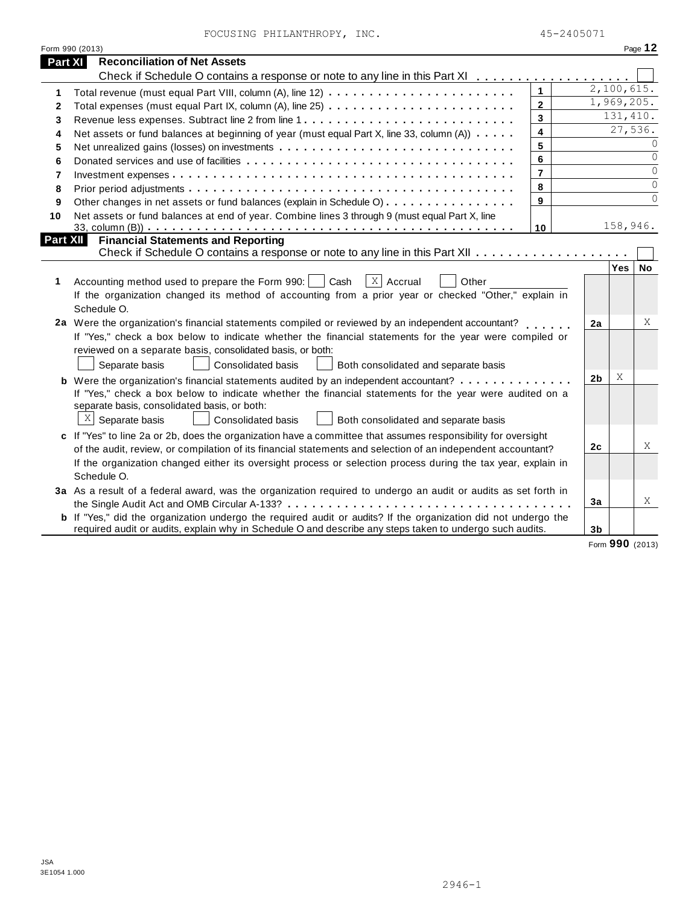FOCUSING PHILANTHROPY, INC. 45-2405071

Form 990 (2013)

## Part XI Reconciliation of Net Assets

Check if Schedule O contains a response or note to any line in this Part XI . . . . . . . . . . . . . . . . . . . ☐

| | | | |
|---|---|---|---|
| 1 | Total revenue (must equal Part VIII, column (A), line 12) | 1 | 2,100,615. |
| 2 | Total expenses (must equal Part IX, column (A), line 25) | 2 | 1,969,205. |
| 3 | Revenue less expenses. Subtract line 2 from line 1 | 3 | 131,410. |
| 4 | Net assets or fund balances at beginning of year (must equal Part X, line 33, column (A)) | 4 | 27,536. |
| 5 | Net unrealized gains (losses) on investments | 5 | 0 |
| 6 | Donated services and use of facilities | 6 | 0 |
| 7 | Investment expenses | 7 | 0 |
| 8 | Prior period adjustments | 8 | 0 |
| 9 | Other changes in net assets or fund balances (explain in Schedule O) | 9 | 0 |
| 10 | Net assets or fund balances at end of year. Combine lines 3 through 9 (must equal Part X, line 33, column (B)) | 10 | 158,946. |

## Part XII Financial Statements and Reporting

Check if Schedule O contains a response or note to any line in this Part XII . . . . . . . . . . . . . . . . . . . ☐

| | | | Yes | No |
|---|---|---|---|---|
| 1 | Accounting method used to prepare the Form 990: ☐ Cash ☒ Accrual ☐ Other ______ If the organization changed its method of accounting from a prior year or checked "Other," explain in Schedule O. | | | |
| 2a | Were the organization's financial statements compiled or reviewed by an independent accountant? | 2a | | X |
| | If "Yes," check a box below to indicate whether the financial statements for the year were compiled or reviewed on a separate basis, consolidated basis, or both: ☐ Separate basis ☐ Consolidated basis ☐ Both consolidated and separate basis | | | |
| b | Were the organization's financial statements audited by an independent accountant? | 2b | X | |
| | If "Yes," check a box below to indicate whether the financial statements for the year were audited on a separate basis, consolidated basis, or both: ☒ Separate basis ☐ Consolidated basis ☐ Both consolidated and separate basis | | | |
| c | If "Yes" to line 2a or 2b, does the organization have a committee that assumes responsibility for oversight of the audit, review, or compilation of its financial statements and selection of an independent accountant? | 2c | | X |
| | If the organization changed either its oversight process or selection process during the tax year, explain in Schedule O. | | | |
| 3a | As a result of a federal award, was the organization required to undergo an audit or audits as set forth in the Single Audit Act and OMB Circular A-133? | 3a | | X |
| b | If "Yes," did the organization undergo the required audit or audits? If the organization did not undergo the required audit or audits, explain why in Schedule O and describe any steps taken to undergo such audits. | 3b | | |

Form **990** (2013)

JSA
3E1054 1.000

2946-1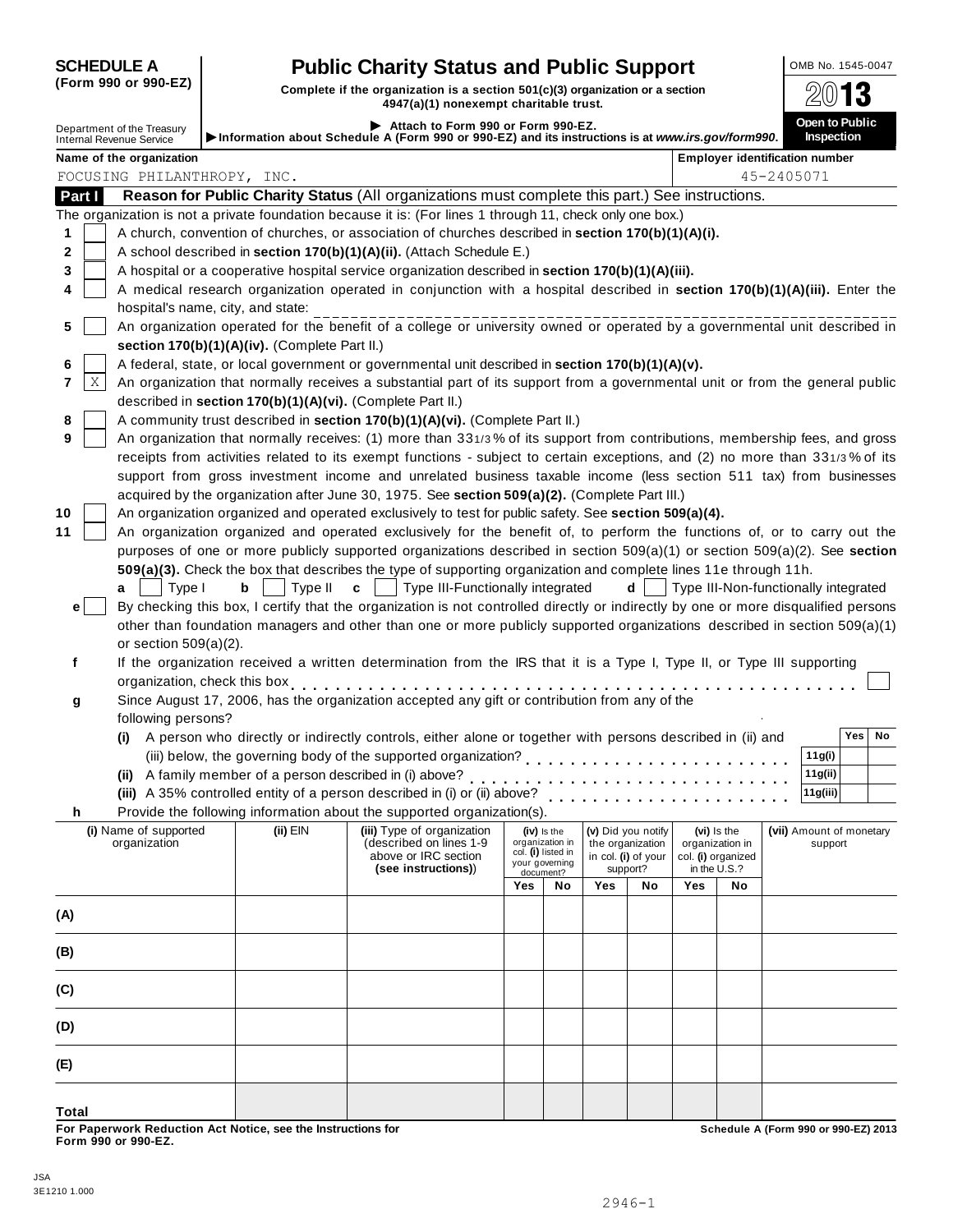**SCHEDULE A (Form 990 or 990-EZ)**

Department of the Treasury
Internal Revenue Service

# Public Charity Status and Public Support

**Complete if the organization is a section 501(c)(3) organization or a section 4947(a)(1) nonexempt charitable trust.**

▶ Attach to Form 990 or Form 990-EZ.

▶Information about Schedule A (Form 990 or 990-EZ) and its instructions is at *www.irs.gov/form990*.

OMB No. 1545-0047

2013

**Open to Public Inspection**

**Name of the organization**
FOCUSING PHILANTHROPY, INC.

**Employer identification number**
45-2405071

## Part I Reason for Public Charity Status (All organizations must complete this part.) See instructions.

The organization is not a private foundation because it is: (For lines 1 through 11, check only one box.)

1 [ ] A church, convention of churches, or association of churches described in **section 170(b)(1)(A)(i).**

2 [ ] A school described in **section 170(b)(1)(A)(ii).** (Attach Schedule E.)

3 [ ] A hospital or a cooperative hospital service organization described in **section 170(b)(1)(A)(iii).**

4 [ ] A medical research organization operated in conjunction with a hospital described in **section 170(b)(1)(A)(iii).** Enter the hospital's name, city, and state: ______

5 [ ] An organization operated for the benefit of a college or university owned or operated by a governmental unit described in **section 170(b)(1)(A)(iv).** (Complete Part II.)

6 [ ] A federal, state, or local government or governmental unit described in **section 170(b)(1)(A)(v).**

7 [X] An organization that normally receives a substantial part of its support from a governmental unit or from the general public described in **section 170(b)(1)(A)(vi).** (Complete Part II.)

8 [ ] A community trust described in **section 170(b)(1)(A)(vi).** (Complete Part II.)

9 [ ] An organization that normally receives: (1) more than 33 1/3 % of its support from contributions, membership fees, and gross receipts from activities related to its exempt functions - subject to certain exceptions, and (2) no more than 33 1/3 % of its support from gross investment income and unrelated business taxable income (less section 511 tax) from businesses acquired by the organization after June 30, 1975. See **section 509(a)(2).** (Complete Part III.)

10 [ ] An organization organized and operated exclusively to test for public safety. See **section 509(a)(4).**

11 [ ] An organization organized and operated exclusively for the benefit of, to perform the functions of, or to carry out the purposes of one or more publicly supported organizations described in section 509(a)(1) or section 509(a)(2). See **section 509(a)(3).** Check the box that describes the type of supporting organization and complete lines 11e through 11h.

**a** [ ] Type I **b** [ ] Type II **c** [ ] Type III-Functionally integrated **d** [ ] Type III-Non-functionally integrated

**e** [ ] By checking this box, I certify that the organization is not controlled directly or indirectly by one or more disqualified persons other than foundation managers and other than one or more publicly supported organizations described in section 509(a)(1) or section 509(a)(2).

**f** If the organization received a written determination from the IRS that it is a Type I, Type II, or Type III supporting organization, check this box [ ]

**g** Since August 17, 2006, has the organization accepted any gift or contribution from any of the following persons?

| | | Yes | No |
|---|---|---|---|
| **(i)** A person who directly or indirectly controls, either alone or together with persons described in (ii) and (iii) below, the governing body of the supported organization? | 11g(i) | | |
| **(ii)** A family member of a person described in (i) above? | 11g(ii) | | |
| **(iii)** A 35% controlled entity of a person described in (i) or (ii) above? | 11g(iii) | | |

**h** Provide the following information about the supported organization(s).

| (i) Name of supported organization | (ii) EIN | (iii) Type of organization (described on lines 1-9 above or IRC section **(see instructions)**) | (iv) Is the organization in col. (i) listed in your governing document? Yes | No | (v) Did you notify the organization in col. (i) of your support? Yes | No | (vi) Is the organization in col. (i) organized in the U.S.? Yes | No | (vii) Amount of monetary support |
|---|---|---|---|---|---|---|---|---|---|
| (A) | | | | | | | | | |
| (B) | | | | | | | | | |
| (C) | | | | | | | | | |
| (D) | | | | | | | | | |
| (E) | | | | | | | | | |
| Total | | | | | | | | | |

**For Paperwork Reduction Act Notice, see the Instructions for Form 990 or 990-EZ.**

**Schedule A (Form 990 or 990-EZ) 2013**

JSA
3E1210 1.000

2946-1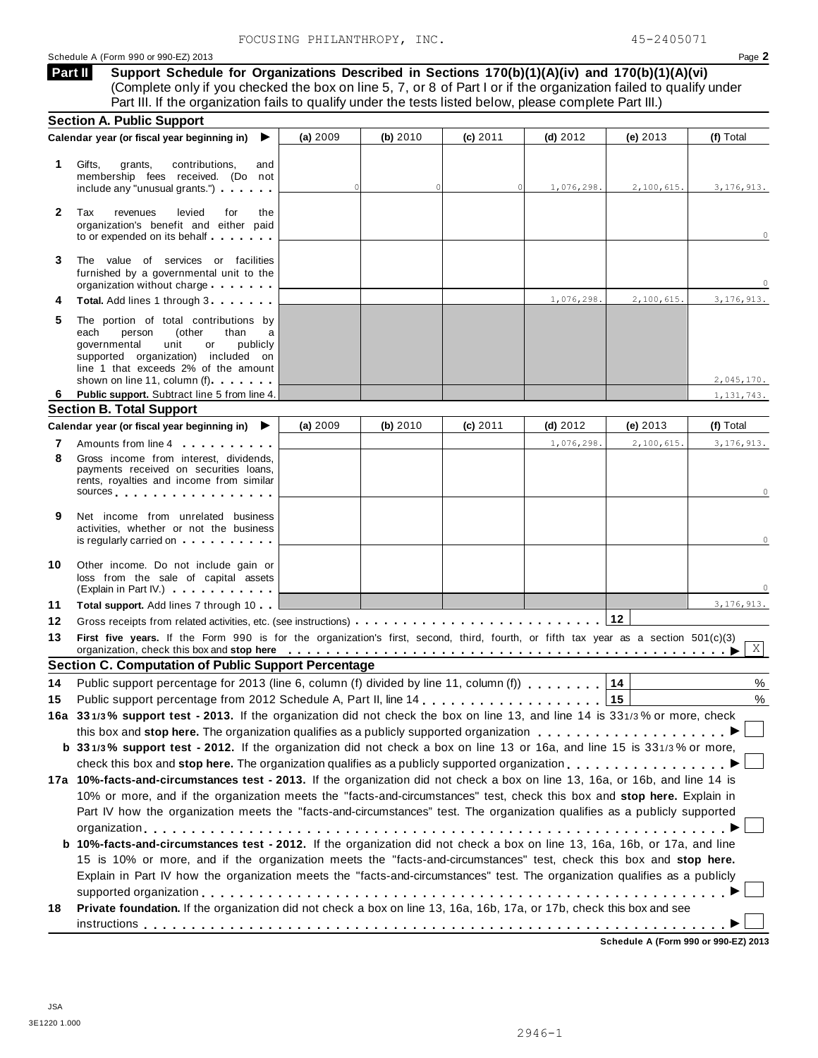FOCUSING PHILANTHROPY, INC. 45-2405071

Schedule A (Form 990 or 990-EZ) 2013 Page **2**

## Part II Support Schedule for Organizations Described in Sections 170(b)(1)(A)(iv) and 170(b)(1)(A)(vi)

(Complete only if you checked the box on line 5, 7, or 8 of Part I or if the organization failed to qualify under Part III. If the organization fails to qualify under the tests listed below, please complete Part III.)

### Section A. Public Support

| | Calendar year (or fiscal year beginning in) ▶ | (a) 2009 | (b) 2010 | (c) 2011 | (d) 2012 | (e) 2013 | (f) Total |
|---|---|---|---|---|---|---|---|
| 1 | Gifts, grants, contributions, and membership fees received. (Do not include any "unusual grants.") | 0 | 0 | 0 | 1,076,298. | 2,100,615. | 3,176,913. |
| 2 | Tax revenues levied for the organization's benefit and either paid to or expended on its behalf | | | | | | 0 |
| 3 | The value of services or facilities furnished by a governmental unit to the organization without charge | | | | | | 0 |
| 4 | **Total.** Add lines 1 through 3 | | | | 1,076,298. | 2,100,615. | 3,176,913. |
| 5 | The portion of total contributions by each person (other than a governmental unit or publicly supported organization) included on line 1 that exceeds 2% of the amount shown on line 11, column (f) | | | | | | 2,045,170. |
| 6 | **Public support.** Subtract line 5 from line 4. | | | | | | 1,131,743. |

### Section B. Total Support

| | Calendar year (or fiscal year beginning in) ▶ | (a) 2009 | (b) 2010 | (c) 2011 | (d) 2012 | (e) 2013 | (f) Total |
|---|---|---|---|---|---|---|---|
| 7 | Amounts from line 4 | | | | 1,076,298. | 2,100,615. | 3,176,913. |
| 8 | Gross income from interest, dividends, payments received on securities loans, rents, royalties and income from similar sources | | | | | | 0 |
| 9 | Net income from unrelated business activities, whether or not the business is regularly carried on | | | | | | 0 |
| 10 | Other income. Do not include gain or loss from the sale of capital assets (Explain in Part IV.) | | | | | | 0 |
| 11 | **Total support.** Add lines 7 through 10 | | | | | | 3,176,913. |

**12** Gross receipts from related activities, etc. (see instructions) **12**

**13** **First five years.** If the Form 990 is for the organization's first, second, third, fourth, or fifth tax year as a section 501(c)(3) organization, check this box and **stop here** ▶ X

### Section C. Computation of Public Support Percentage

**14** Public support percentage for 2013 (line 6, column (f) divided by line 11, column (f)) **14** %

**15** Public support percentage from 2012 Schedule A, Part II, line 14 **15** %

**16a** **33 1/3% support test - 2013.** If the organization did not check the box on line 13, and line 14 is 33 1/3% or more, check this box and **stop here.** The organization qualifies as a publicly supported organization ▶ ☐

**b** **33 1/3% support test - 2012.** If the organization did not check a box on line 13 or 16a, and line 15 is 33 1/3% or more, check this box and **stop here.** The organization qualifies as a publicly supported organization ▶ ☐

**17a** **10%-facts-and-circumstances test - 2013.** If the organization did not check a box on line 13, 16a, or 16b, and line 14 is 10% or more, and if the organization meets the "facts-and-circumstances" test, check this box and **stop here.** Explain in Part IV how the organization meets the "facts-and-circumstances" test. The organization qualifies as a publicly supported organization ▶ ☐

**b** **10%-facts-and-circumstances test - 2012.** If the organization did not check a box on line 13, 16a, 16b, or 17a, and line 15 is 10% or more, and if the organization meets the "facts-and-circumstances" test, check this box and **stop here.** Explain in Part IV how the organization meets the "facts-and-circumstances" test. The organization qualifies as a publicly supported organization ▶ ☐

**18** **Private foundation.** If the organization did not check a box on line 13, 16a, 16b, 17a, or 17b, check this box and see instructions ▶ ☐

**Schedule A (Form 990 or 990-EZ) 2013**

JSA
3E1220 1.000

2946-1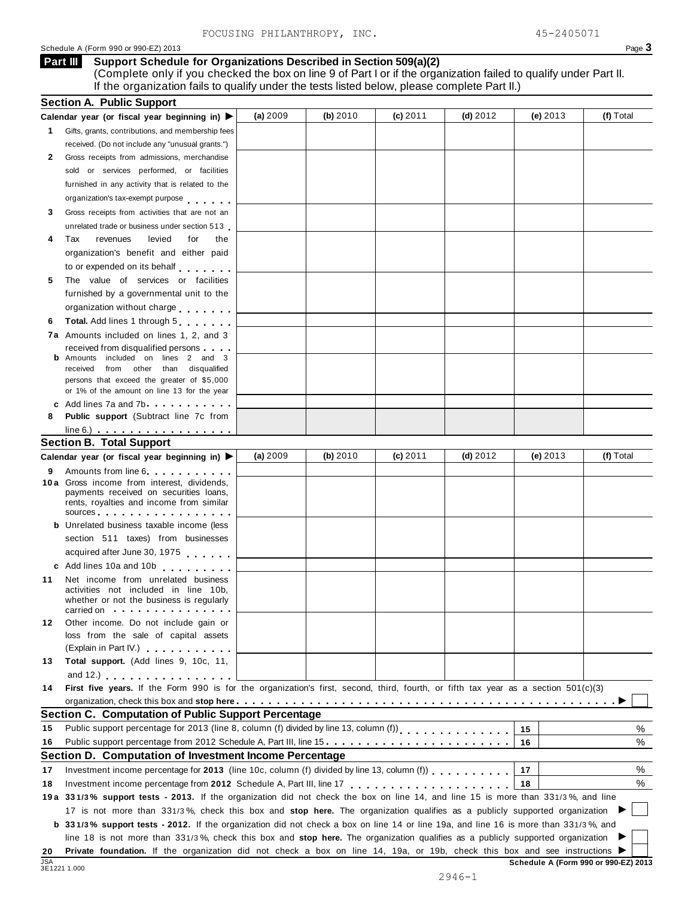FOCUSING PHILANTHROPY, INC. 45-2405071

Schedule A (Form 990 or 990-EZ) 2013

## Part III Support Schedule for Organizations Described in Section 509(a)(2)

(Complete only if you checked the box on line 9 of Part I or if the organization failed to qualify under Part II. If the organization fails to qualify under the tests listed below, please complete Part II.)

### Section A. Public Support

| Calendar year (or fiscal year beginning in) ▶ | (a) 2009 | (b) 2010 | (c) 2011 | (d) 2012 | (e) 2013 | (f) Total |
|---|---|---|---|---|---|---|
| **1** Gifts, grants, contributions, and membership fees received. (Do not include any "unusual grants.") | | | | | | |
| **2** Gross receipts from admissions, merchandise sold or services performed, or facilities furnished in any activity that is related to the organization's tax-exempt purpose | | | | | | |
| **3** Gross receipts from activities that are not an unrelated trade or business under section 513 | | | | | | |
| **4** Tax revenues levied for the organization's benefit and either paid to or expended on its behalf | | | | | | |
| **5** The value of services or facilities furnished by a governmental unit to the organization without charge | | | | | | |
| **6** **Total.** Add lines 1 through 5 | | | | | | |
| **7a** Amounts included on lines 1, 2, and 3 received from disqualified persons | | | | | | |
| **b** Amounts included on lines 2 and 3 received from other than disqualified persons that exceed the greater of $5,000 or 1% of the amount on line 13 for the year | | | | | | |
| **c** Add lines 7a and 7b | | | | | | |
| **8** **Public support** (Subtract line 7c from line 6.) | | | | | | |

### Section B. Total Support

| Calendar year (or fiscal year beginning in) ▶ | (a) 2009 | (b) 2010 | (c) 2011 | (d) 2012 | (e) 2013 | (f) Total |
|---|---|---|---|---|---|---|
| **9** Amounts from line 6 | | | | | | |
| **10a** Gross income from interest, dividends, payments received on securities loans, rents, royalties and income from similar sources | | | | | | |
| **b** Unrelated business taxable income (less section 511 taxes) from businesses acquired after June 30, 1975 | | | | | | |
| **c** Add lines 10a and 10b | | | | | | |
| **11** Net income from unrelated business activities not included in line 10b, whether or not the business is regularly carried on | | | | | | |
| **12** Other income. Do not include gain or loss from the sale of capital assets (Explain in Part IV.) | | | | | | |
| **13** **Total support.** (Add lines 9, 10c, 11, and 12.) | | | | | | |

**14** **First five years.** If the Form 990 is for the organization's first, second, third, fourth, or fifth tax year as a section 501(c)(3) organization, check this box and **stop here** ▶ ☐

### Section C. Computation of Public Support Percentage

**15** Public support percentage for 2013 (line 8, column (f) divided by line 13, column (f)) | 15 | %

**16** Public support percentage from 2012 Schedule A, Part III, line 15 | 16 | %

### Section D. Computation of Investment Income Percentage

**17** Investment income percentage for **2013** (line 10c, column (f) divided by line 13, column (f)) | 17 | %

**18** Investment income percentage from **2012** Schedule A, Part III, line 17 | 18 | %

**19a** **33 1/3% support tests - 2013.** If the organization did not check the box on line 14, and line 15 is more than 33 1/3%, and line 17 is not more than 33 1/3%, check this box and **stop here.** The organization qualifies as a publicly supported organization ▶ ☐

**b** **33 1/3% support tests - 2012.** If the organization did not check a box on line 14 or line 19a, and line 16 is more than 33 1/3%, and line 18 is not more than 33 1/3%, check this box and **stop here.** The organization qualifies as a publicly supported organization ▶ ☐

**20** **Private foundation.** If the organization did not check a box on line 14, 19a, or 19b, check this box and see instructions ▶ ☐

JSA 3E1221 1.000

**Schedule A (Form 990 or 990-EZ) 2013**

2946-1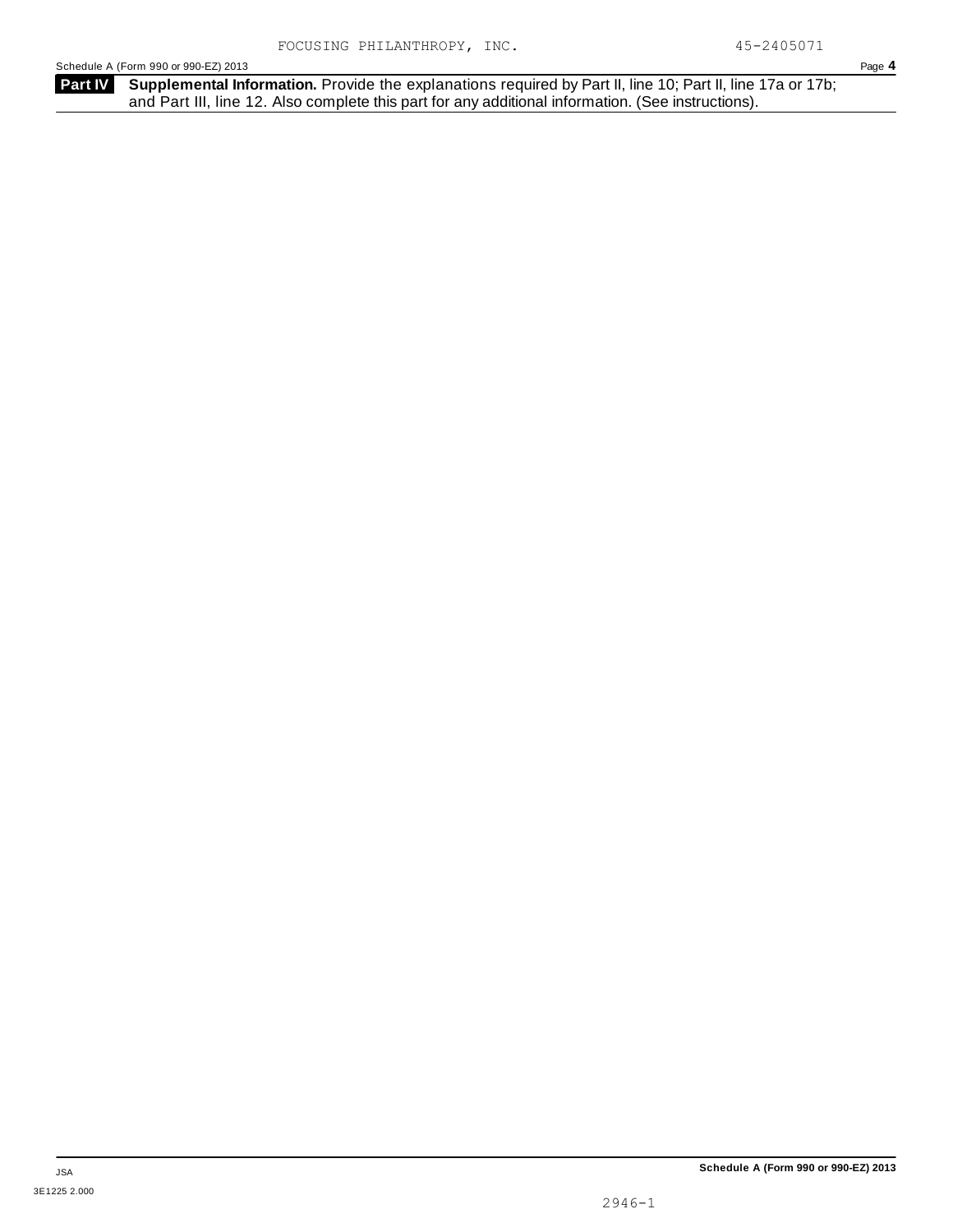FOCUSING PHILANTHROPY, INC. 45-2405071

**Part IV** **Supplemental Information.** Provide the explanations required by Part II, line 10; Part II, line 17a or 17b; and Part III, line 12. Also complete this part for any additional information. (See instructions).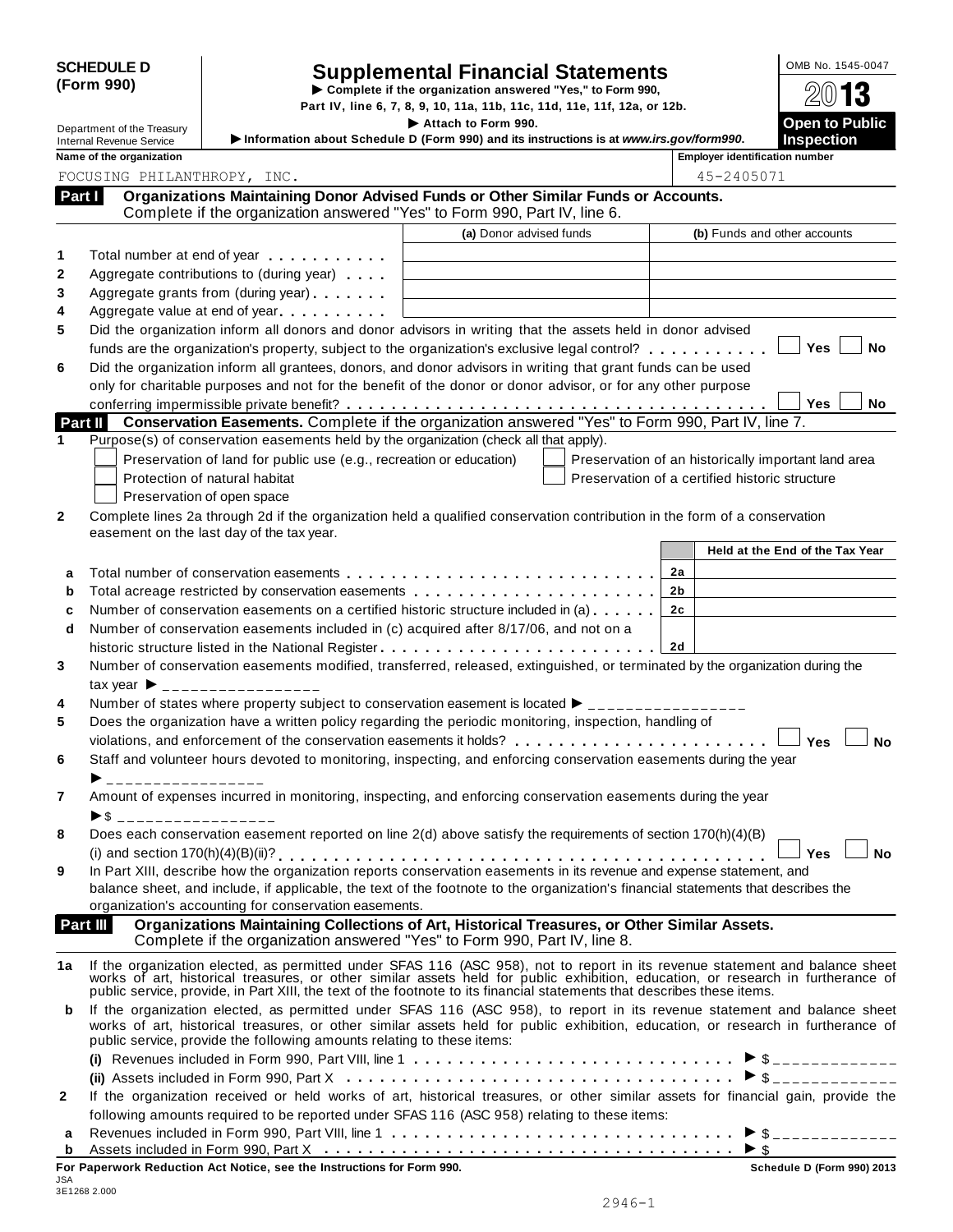**SCHEDULE D (Form 990)**

Department of the Treasury
Internal Revenue Service

# Supplemental Financial Statements

▶ Complete if the organization answered "Yes," to Form 990, Part IV, line 6, 7, 8, 9, 10, 11a, 11b, 11c, 11d, 11e, 11f, 12a, or 12b.

▶ Attach to Form 990.

▶ Information about Schedule D (Form 990) and its instructions is at *www.irs.gov/form990*.

OMB No. 1545-0047

2013

**Open to Public Inspection**

**Name of the organization**: FOCUSING PHILANTHROPY, INC.

**Employer identification number**: 45-2405071

## Part I Organizations Maintaining Donor Advised Funds or Other Similar Funds or Accounts.

Complete if the organization answered "Yes" to Form 990, Part IV, line 6.

| | | (a) Donor advised funds | (b) Funds and other accounts |
|---|---|---|---|
| 1 | Total number at end of year | | |
| 2 | Aggregate contributions to (during year) | | |
| 3 | Aggregate grants from (during year) | | |
| 4 | Aggregate value at end of year | | |

5 Did the organization inform all donors and donor advisors in writing that the assets held in donor advised funds are the organization's property, subject to the organization's exclusive legal control? ☐ Yes ☐ No

6 Did the organization inform all grantees, donors, and donor advisors in writing that grant funds can be used only for charitable purposes and not for the benefit of the donor or donor advisor, or for any other purpose conferring impermissible private benefit? ☐ Yes ☐ No

## Part II Conservation Easements. Complete if the organization answered "Yes" to Form 990, Part IV, line 7.

1 Purpose(s) of conservation easements held by the organization (check all that apply).

- ☐ Preservation of land for public use (e.g., recreation or education)
- ☐ Protection of natural habitat
- ☐ Preservation of open space
- ☐ Preservation of an historically important land area
- ☐ Preservation of a certified historic structure

2 Complete lines 2a through 2d if the organization held a qualified conservation contribution in the form of a conservation easement on the last day of the tax year.

| | | | Held at the End of the Tax Year |
|---|---|---|---|
| a | Total number of conservation easements | 2a | |
| b | Total acreage restricted by conservation easements | 2b | |
| c | Number of conservation easements on a certified historic structure included in (a) | 2c | |
| d | Number of conservation easements included in (c) acquired after 8/17/06, and not on a historic structure listed in the National Register | 2d | |

3 Number of conservation easements modified, transferred, released, extinguished, or terminated by the organization during the tax year ▶ _______________

4 Number of states where property subject to conservation easement is located ▶ _______________

5 Does the organization have a written policy regarding the periodic monitoring, inspection, handling of violations, and enforcement of the conservation easements it holds? ☐ Yes ☐ No

6 Staff and volunteer hours devoted to monitoring, inspecting, and enforcing conservation easements during the year ▶ _______________

7 Amount of expenses incurred in monitoring, inspecting, and enforcing conservation easements during the year ▶$ _______________

8 Does each conservation easement reported on line 2(d) above satisfy the requirements of section 170(h)(4)(B)(i) and section 170(h)(4)(B)(ii)? ☐ Yes ☐ No

9 In Part XIII, describe how the organization reports conservation easements in its revenue and expense statement, and balance sheet, and include, if applicable, the text of the footnote to the organization's financial statements that describes the organization's accounting for conservation easements.

## Part III Organizations Maintaining Collections of Art, Historical Treasures, or Other Similar Assets.

Complete if the organization answered "Yes" to Form 990, Part IV, line 8.

1a If the organization elected, as permitted under SFAS 116 (ASC 958), not to report in its revenue statement and balance sheet works of art, historical treasures, or other similar assets held for public exhibition, education, or research in furtherance of public service, provide, in Part XIII, the text of the footnote to its financial statements that describes these items.

b If the organization elected, as permitted under SFAS 116 (ASC 958), to report in its revenue statement and balance sheet works of art, historical treasures, or other similar assets held for public exhibition, education, or research in furtherance of public service, provide the following amounts relating to these items:

(i) Revenues included in Form 990, Part VIII, line 1 ▶ $ ____________

(ii) Assets included in Form 990, Part X ▶ $ ____________

2 If the organization received or held works of art, historical treasures, or other similar assets for financial gain, provide the following amounts required to be reported under SFAS 116 (ASC 958) relating to these items:

a Revenues included in Form 990, Part VIII, line 1 ▶ $ ____________

b Assets included in Form 990, Part X ▶ $

**For Paperwork Reduction Act Notice, see the Instructions for Form 990.** **Schedule D (Form 990) 2013**

JSA
3E1268 2.000

2946-1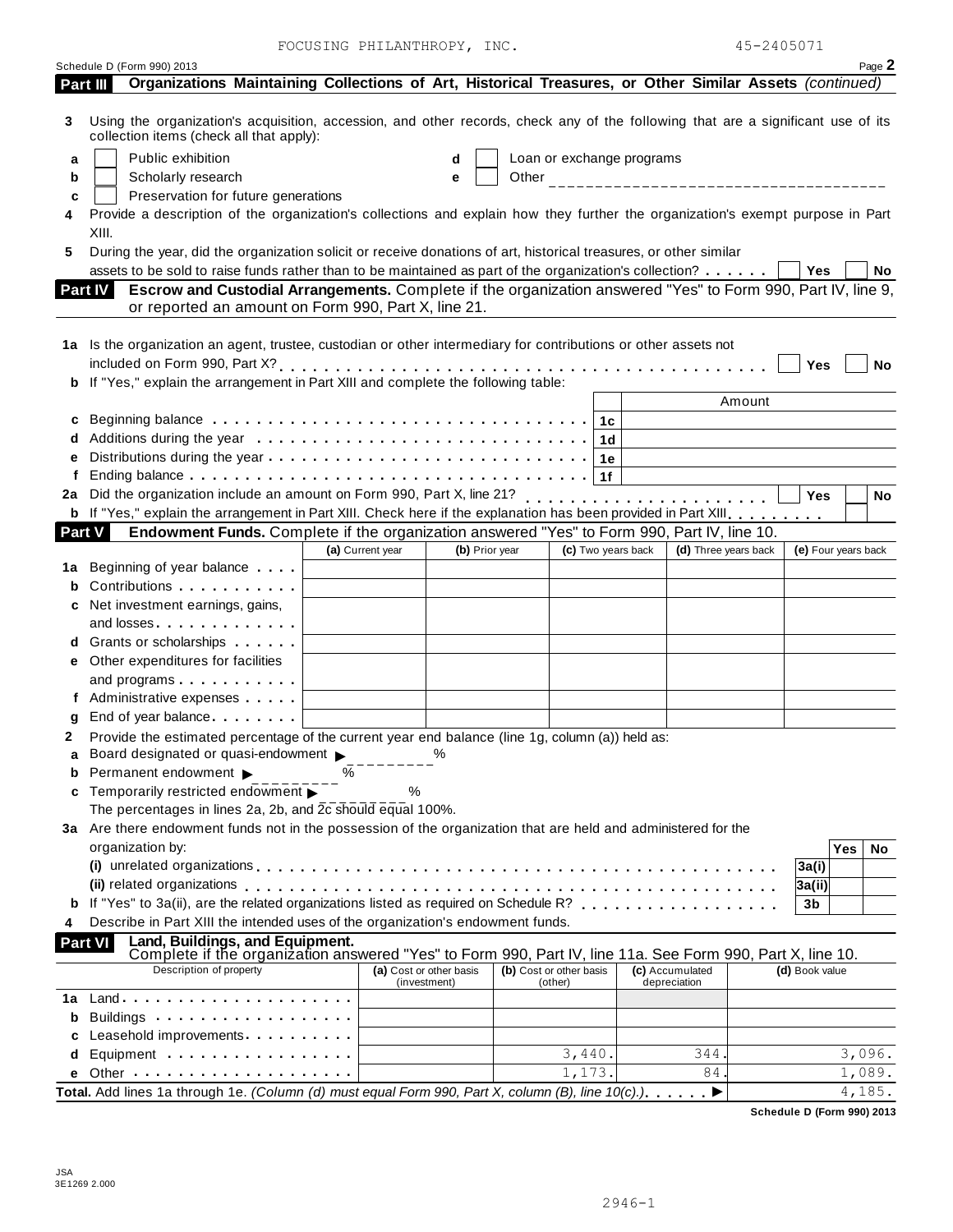FOCUSING PHILANTHROPY, INC. 45-2405071

Schedule D (Form 990) 2013 Page **2**

## Part III Organizations Maintaining Collections of Art, Historical Treasures, or Other Similar Assets *(continued)*

**3** Using the organization's acquisition, accession, and other records, check any of the following that are a significant use of its collection items (check all that apply):

- **a** ☐ Public exhibition
- **b** ☐ Scholarly research
- **c** ☐ Preservation for future generations
- **d** ☐ Loan or exchange programs
- **e** ☐ Other ____________________

**4** Provide a description of the organization's collections and explain how they further the organization's exempt purpose in Part XIII.

**5** During the year, did the organization solicit or receive donations of art, historical treasures, or other similar assets to be sold to raise funds rather than to be maintained as part of the organization's collection? ☐ Yes ☐ No

## Part IV Escrow and Custodial Arrangements. Complete if the organization answered "Yes" to Form 990, Part IV, line 9, or reported an amount on Form 990, Part X, line 21.

**1a** Is the organization an agent, trustee, custodian or other intermediary for contributions or other assets not included on Form 990, Part X? ☐ Yes ☐ No

**b** If "Yes," explain the arrangement in Part XIII and complete the following table:

| | | Amount |
|---|---|---|
| **c** Beginning balance | 1c | |
| **d** Additions during the year | 1d | |
| **e** Distributions during the year | 1e | |
| **f** Ending balance | 1f | |

**2a** Did the organization include an amount on Form 990, Part X, line 21? ☐ Yes ☐ No

**b** If "Yes," explain the arrangement in Part XIII. Check here if the explanation has been provided in Part XIII ☐

## Part V Endowment Funds. Complete if the organization answered "Yes" to Form 990, Part IV, line 10.

| | (a) Current year | (b) Prior year | (c) Two years back | (d) Three years back | (e) Four years back |
|---|---|---|---|---|---|
| **1a** Beginning of year balance | | | | | |
| **b** Contributions | | | | | |
| **c** Net investment earnings, gains, and losses | | | | | |
| **d** Grants or scholarships | | | | | |
| **e** Other expenditures for facilities and programs | | | | | |
| **f** Administrative expenses | | | | | |
| **g** End of year balance | | | | | |

**2** Provide the estimated percentage of the current year end balance (line 1g, column (a)) held as:

- **a** Board designated or quasi-endowment ▶ ________ %
- **b** Permanent endowment ▶ ________ %
- **c** Temporarily restricted endowment ▶ ________ %

The percentages in lines 2a, 2b, and 2c should equal 100%.

**3a** Are there endowment funds not in the possession of the organization that are held and administered for the organization by:

| | | Yes | No |
|---|---|---|---|
| **(i)** unrelated organizations | 3a(i) | | |
| **(ii)** related organizations | 3a(ii) | | |
| **b** If "Yes" to 3a(ii), are the related organizations listed as required on Schedule R? | 3b | | |

**4** Describe in Part XIII the intended uses of the organization's endowment funds.

## Part VI Land, Buildings, and Equipment.

Complete if the organization answered "Yes" to Form 990, Part IV, line 11a. See Form 990, Part X, line 10.

| Description of property | (a) Cost or other basis (investment) | (b) Cost or other basis (other) | (c) Accumulated depreciation | (d) Book value |
|---|---|---|---|---|
| **1a** Land | | | | |
| **b** Buildings | | | | |
| **c** Leasehold improvements | | | | |
| **d** Equipment | | 3,440. | 344. | 3,096. |
| **e** Other | | 1,173. | 84. | 1,089. |
| **Total.** Add lines 1a through 1e. *(Column (d) must equal Form 990, Part X, column (B), line 10(c).)* ▶ | | | | 4,185. |

**Schedule D (Form 990) 2013**

JSA
3E1269 2.000

2946-1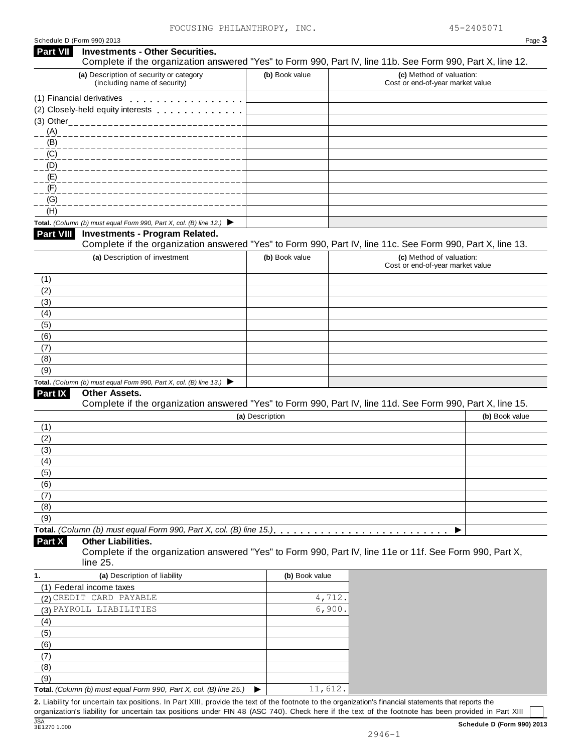FOCUSING PHILANTHROPY, INC. 45-2405071

Schedule D (Form 990) 2013 Page **3**

## Part VII Investments - Other Securities.

Complete if the organization answered "Yes" to Form 990, Part IV, line 11b. See Form 990, Part X, line 12.

| (a) Description of security or category (including name of security) | (b) Book value | (c) Method of valuation: Cost or end-of-year market value |
|---|---|---|
| (1) Financial derivatives | | |
| (2) Closely-held equity interests | | |
| (3) Other | | |
| (A) | | |
| (B) | | |
| (C) | | |
| (D) | | |
| (E) | | |
| (F) | | |
| (G) | | |
| (H) | | |
| **Total.** *(Column (b) must equal Form 990, Part X, col. (B) line 12.)* ▶ | | |

## Part VIII Investments - Program Related.

Complete if the organization answered "Yes" to Form 990, Part IV, line 11c. See Form 990, Part X, line 13.

| (a) Description of investment | (b) Book value | (c) Method of valuation: Cost or end-of-year market value |
|---|---|---|
| (1) | | |
| (2) | | |
| (3) | | |
| (4) | | |
| (5) | | |
| (6) | | |
| (7) | | |
| (8) | | |
| (9) | | |
| **Total.** *(Column (b) must equal Form 990, Part X, col. (B) line 13.)* ▶ | | |

## Part IX Other Assets.

Complete if the organization answered "Yes" to Form 990, Part IV, line 11d. See Form 990, Part X, line 15.

| (a) Description | (b) Book value |
|---|---|
| (1) | |
| (2) | |
| (3) | |
| (4) | |
| (5) | |
| (6) | |
| (7) | |
| (8) | |
| (9) | |
| **Total.** *(Column (b) must equal Form 990, Part X, col. (B) line 15.)* ▶ | |

## Part X Other Liabilities.

Complete if the organization answered "Yes" to Form 990, Part IV, line 11e or 11f. See Form 990, Part X, line 25.

| 1. (a) Description of liability | (b) Book value |
|---|---|
| (1) Federal income taxes | |
| (2) CREDIT CARD PAYABLE | 4,712. |
| (3) PAYROLL LIABILITIES | 6,900. |
| (4) | |
| (5) | |
| (6) | |
| (7) | |
| (8) | |
| (9) | |
| **Total.** *(Column (b) must equal Form 990, Part X, col. (B) line 25.)* ▶ | 11,612. |

**2.** Liability for uncertain tax positions. In Part XIII, provide the text of the footnote to the organization's financial statements that reports the organization's liability for uncertain tax positions under FIN 48 (ASC 740). Check here if the text of the footnote has been provided in Part XIII ☐

JSA 3E1270 1.000 **Schedule D (Form 990) 2013**

2946-1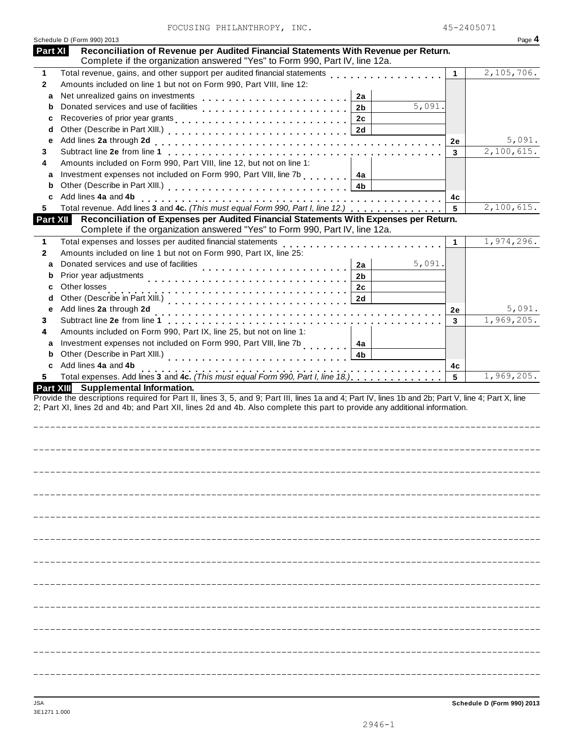FOCUSING PHILANTHROPY, INC. 45-2405071

Schedule D (Form 990) 2013 Page **4**

## Part XI Reconciliation of Revenue per Audited Financial Statements With Revenue per Return.

Complete if the organization answered "Yes" to Form 990, Part IV, line 12a.

| | | | | | |
|---|---|---|---|---|---|
| **1** | Total revenue, gains, and other support per audited financial statements | | | 1 | 2,105,706. |
| **2** | Amounts included on line 1 but not on Form 990, Part VIII, line 12: | | | | |
| **a** | Net unrealized gains on investments | 2a | | | |
| **b** | Donated services and use of facilities | 2b | 5,091. | | |
| **c** | Recoveries of prior year grants | 2c | | | |
| **d** | Other (Describe in Part XIII.) | 2d | | | |
| **e** | Add lines **2a** through **2d** | | | 2e | 5,091. |
| **3** | Subtract line **2e** from line **1** | | | 3 | 2,100,615. |
| **4** | Amounts included on Form 990, Part VIII, line 12, but not on line 1: | | | | |
| **a** | Investment expenses not included on Form 990, Part VIII, line 7b | 4a | | | |
| **b** | Other (Describe in Part XIII.) | 4b | | | |
| **c** | Add lines **4a** and **4b** | | | 4c | |
| **5** | Total revenue. Add lines **3** and **4c.** *(This must equal Form 990, Part I, line 12.)* | | | 5 | 2,100,615. |

## Part XII Reconciliation of Expenses per Audited Financial Statements With Expenses per Return.

Complete if the organization answered "Yes" to Form 990, Part IV, line 12a.

| | | | | | |
|---|---|---|---|---|---|
| **1** | Total expenses and losses per audited financial statements | | | 1 | 1,974,296. |
| **2** | Amounts included on line 1 but not on Form 990, Part IX, line 25: | | | | |
| **a** | Donated services and use of facilities | 2a | 5,091. | | |
| **b** | Prior year adjustments | 2b | | | |
| **c** | Other losses | 2c | | | |
| **d** | Other (Describe in Part XIII.) | 2d | | | |
| **e** | Add lines **2a** through **2d** | | | 2e | 5,091. |
| **3** | Subtract line **2e** from line **1** | | | 3 | 1,969,205. |
| **4** | Amounts included on Form 990, Part IX, line 25, but not on line 1: | | | | |
| **a** | Investment expenses not included on Form 990, Part VIII, line 7b | 4a | | | |
| **b** | Other (Describe in Part XIII.) | 4b | | | |
| **c** | Add lines **4a** and **4b** | | | 4c | |
| **5** | Total expenses. Add lines **3** and **4c.** *(This must equal Form 990, Part I, line 18.)* | | | 5 | 1,969,205. |

## Part XIII Supplemental Information.

Provide the descriptions required for Part II, lines 3, 5, and 9; Part III, lines 1a and 4; Part IV, lines 1b and 2b; Part V, line 4; Part X, line 2; Part XI, lines 2d and 4b; and Part XII, lines 2d and 4b. Also complete this part to provide any additional information.

JSA
3E1271 1.000

**Schedule D (Form 990) 2013**

2946-1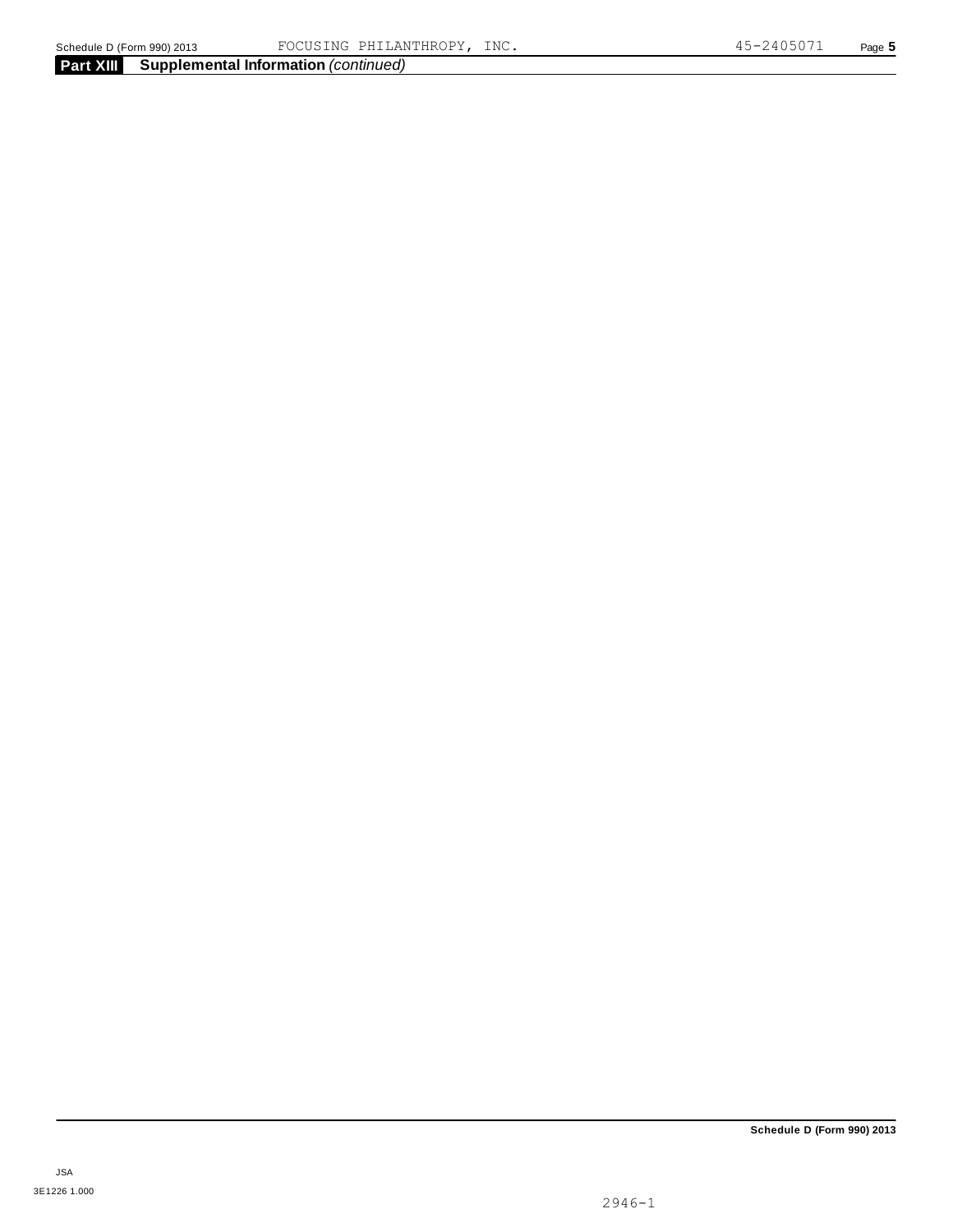**Part XIII** **Supplemental Information** *(continued)*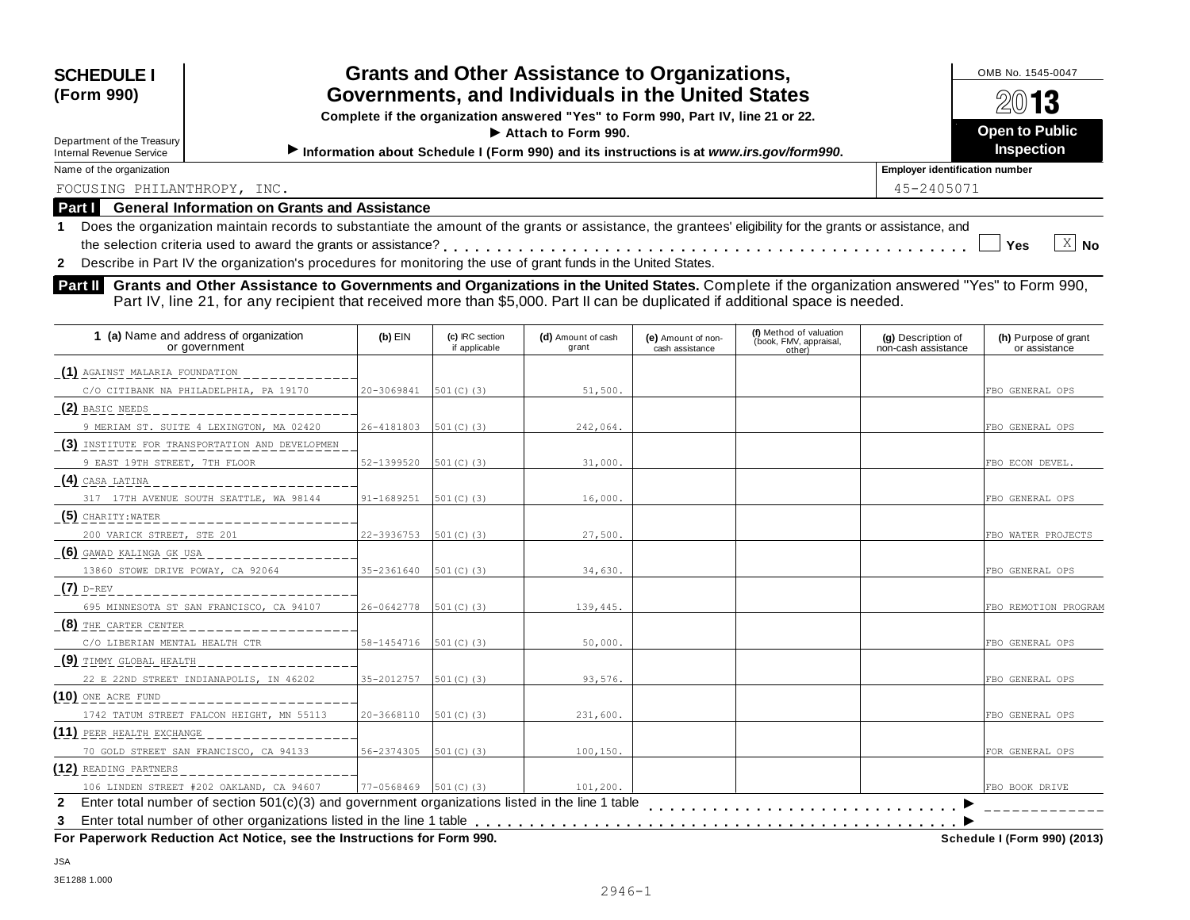# SCHEDULE I (Form 990)

## Grants and Other Assistance to Organizations, Governments, and Individuals in the United States

**Complete if the organization answered "Yes" to Form 990, Part IV, line 21 or 22.**

**▶ Attach to Form 990.**

**▶ Information about Schedule I (Form 990) and its instructions is at *www.irs.gov/form990*.**

Department of the Treasury
Internal Revenue Service

OMB No. 1545-0047

**2013**

**Open to Public Inspection**

Name of the organization: FOCUSING PHILANTHROPY, INC.

Employer identification number: 45-2405071

**Part I General Information on Grants and Assistance**

1 Does the organization maintain records to substantiate the amount of the grants or assistance, the grantees' eligibility for the grants or assistance, and the selection criteria used to award the grants or assistance? . . . . . . . . . . ☐ Yes ☒ No

2 Describe in Part IV the organization's procedures for monitoring the use of grant funds in the United States.

**Part II Grants and Other Assistance to Governments and Organizations in the United States.** Complete if the organization answered "Yes" to Form 990, Part IV, line 21, for any recipient that received more than $5,000. Part II can be duplicated if additional space is needed.

| 1 (a) Name and address of organization or government | (b) EIN | (c) IRC section if applicable | (d) Amount of cash grant | (e) Amount of non-cash assistance | (f) Method of valuation (book, FMV, appraisal, other) | (g) Description of non-cash assistance | (h) Purpose of grant or assistance |
|---|---|---|---|---|---|---|---|
| (1) AGAINST MALARIA FOUNDATION<br>C/O CITIBANK NA PHILADELPHIA, PA 19170 | 20-3069841 | 501(C)(3) | 51,500. | | | | FBO GENERAL OPS |
| (2) BASIC NEEDS<br>9 MERIAM ST. SUITE 4 LEXINGTON, MA 02420 | 26-4181803 | 501(C)(3) | 242,064. | | | | FBO GENERAL OPS |
| (3) INSTITUTE FOR TRANSPORTATION AND DEVELOPMEN<br>9 EAST 19TH STREET, 7TH FLOOR | 52-1399520 | 501(C)(3) | 31,000. | | | | FBO ECON DEVEL. |
| (4) CASA LATINA<br>317 17TH AVENUE SOUTH SEATTLE, WA 98144 | 91-1689251 | 501(C)(3) | 16,000. | | | | FBO GENERAL OPS |
| (5) CHARITY:WATER<br>200 VARICK STREET, STE 201 | 22-3936753 | 501(C)(3) | 27,500. | | | | FBO WATER PROJECTS |
| (6) GAWAD KALINGA GK USA<br>13860 STOWE DRIVE POWAY, CA 92064 | 35-2361640 | 501(C)(3) | 34,630. | | | | FBO GENERAL OPS |
| (7) D-REV<br>695 MINNESOTA ST SAN FRANCISCO, CA 94107 | 26-0642778 | 501(C)(3) | 139,445. | | | | FBO REMOTION PROGRAM |
| (8) THE CARTER CENTER<br>C/O LIBERIAN MENTAL HEALTH CTR | 58-1454716 | 501(C)(3) | 50,000. | | | | FBO GENERAL OPS |
| (9) TIMMY GLOBAL HEALTH<br>22 E 22ND STREET INDIANAPOLIS, IN 46202 | 35-2012757 | 501(C)(3) | 93,576. | | | | FBO GENERAL OPS |
| (10) ONE ACRE FUND<br>1742 TATUM STREET FALCON HEIGHT, MN 55113 | 20-3668110 | 501(C)(3) | 231,600. | | | | FBO GENERAL OPS |
| (11) PEER HEALTH EXCHANGE<br>70 GOLD STREET SAN FRANCISCO, CA 94133 | 56-2374305 | 501(C)(3) | 100,150. | | | | FOR GENERAL OPS |
| (12) READING PARTNERS<br>106 LINDEN STREET #202 OAKLAND, CA 94607 | 77-0568469 | 501(C)(3) | 101,200. | | | | FBO BOOK DRIVE |

2 Enter total number of section 501(c)(3) and government organizations listed in the line 1 table . . . . . . . . . . ▶

3 Enter total number of other organizations listed in the line 1 table . . . . . . . . . . ▶

**For Paperwork Reduction Act Notice, see the Instructions for Form 990.** **Schedule I (Form 990) (2013)**

JSA
3E1288 1.000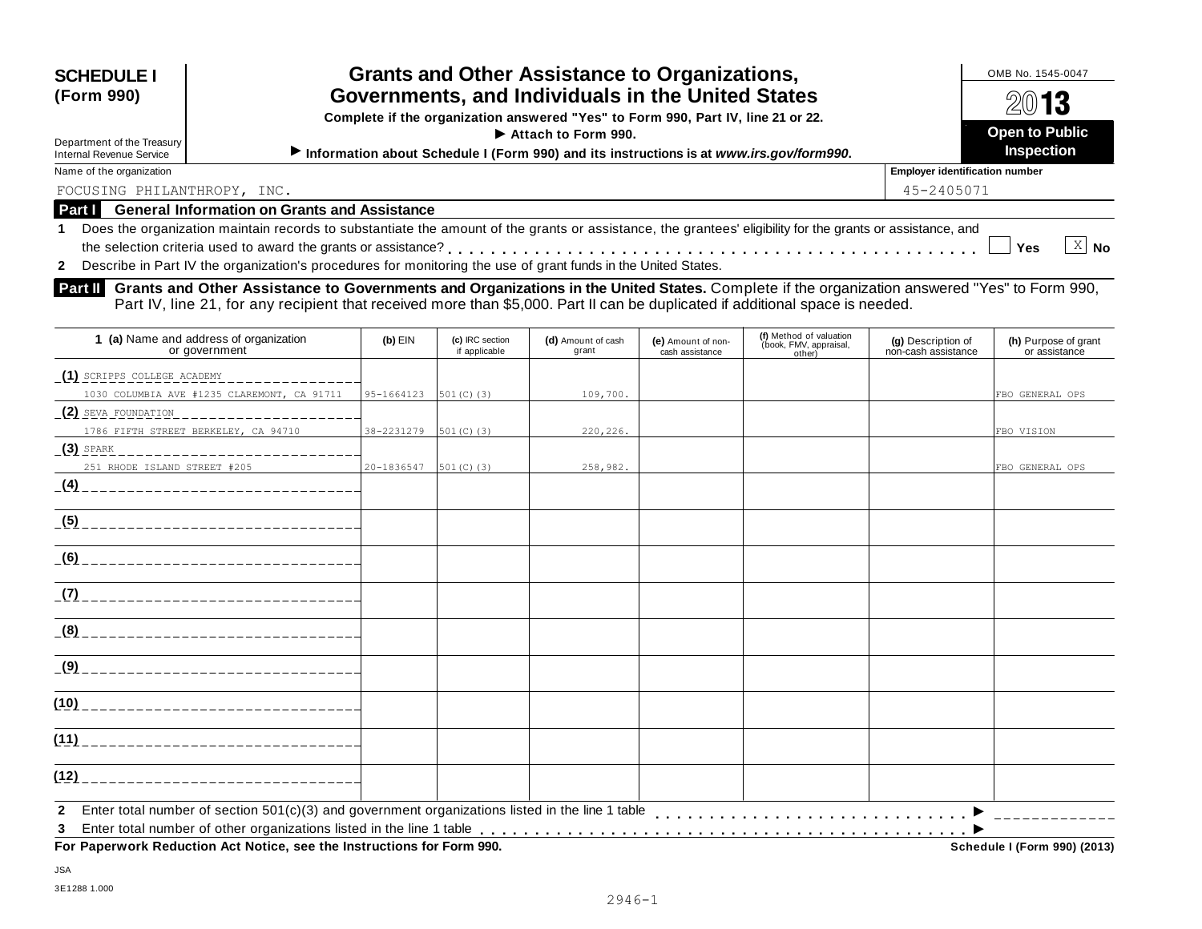**SCHEDULE I (Form 990)**

Department of the Treasury
Internal Revenue Service

# Grants and Other Assistance to Organizations, Governments, and Individuals in the United States

**Complete if the organization answered "Yes" to Form 990, Part IV, line 21 or 22.**

**▶ Attach to Form 990.**

**▶ Information about Schedule I (Form 990) and its instructions is at *www.irs.gov/form990*.**

OMB No. 1545-0047

**2013**

**Open to Public Inspection**

Name of the organization: FOCUSING PHILANTHROPY, INC.

Employer identification number: 45-2405071

## Part I General Information on Grants and Assistance

**1** Does the organization maintain records to substantiate the amount of the grants or assistance, the grantees' eligibility for the grants or assistance, and the selection criteria used to award the grants or assistance? . . . . . . . . . . . . . . . . . . . . . . . . . . . . . . . . . . . . . . . . . . . . [ ] Yes [X] No

**2** Describe in Part IV the organization's procedures for monitoring the use of grant funds in the United States.

## Part II Grants and Other Assistance to Governments and Organizations in the United States.

Complete if the organization answered "Yes" to Form 990, Part IV, line 21, for any recipient that received more than $5,000. Part II can be duplicated if additional space is needed.

| 1 (a) Name and address of organization or government | (b) EIN | (c) IRC section if applicable | (d) Amount of cash grant | (e) Amount of non-cash assistance | (f) Method of valuation (book, FMV, appraisal, other) | (g) Description of non-cash assistance | (h) Purpose of grant or assistance |
|---|---|---|---|---|---|---|---|
| (1) SCRIPPS COLLEGE ACADEMY<br>1030 COLUMBIA AVE #1235 CLAREMONT, CA 91711 | 95-1664123 | 501(C)(3) | 109,700. | | | | FBO GENERAL OPS |
| (2) SEVA FOUNDATION<br>1786 FIFTH STREET BERKELEY, CA 94710 | 38-2231279 | 501(C)(3) | 220,226. | | | | FBO VISION |
| (3) SPARK<br>251 RHODE ISLAND STREET #205 | 20-1836547 | 501(C)(3) | 258,982. | | | | FBO GENERAL OPS |
| (4) | | | | | | | |
| (5) | | | | | | | |
| (6) | | | | | | | |
| (7) | | | | | | | |
| (8) | | | | | | | |
| (9) | | | | | | | |
| (10) | | | | | | | |
| (11) | | | | | | | |
| (12) | | | | | | | |

**2** Enter total number of section 501(c)(3) and government organizations listed in the line 1 table . . . . . . . . . . . . . . . . . . . . . . . . . . . . . ▶ ____________

**3** Enter total number of other organizations listed in the line 1 table . . . . . . . . . . . . . . . . . . . . . . . . . . . . . . . . . . . . . . . . . . . . . ▶

**For Paperwork Reduction Act Notice, see the Instructions for Form 990.** **Schedule I (Form 990) (2013)**

JSA
3E1288 1.000

2946-1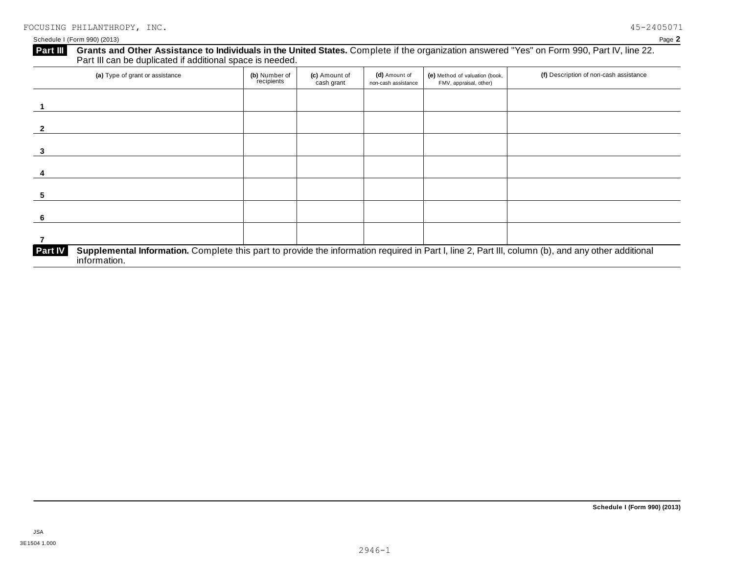FOCUSING PHILANTHROPY, INC. 45-2405071

Schedule I (Form 990) (2013)

**Part III** **Grants and Other Assistance to Individuals in the United States.** Complete if the organization answered "Yes" on Form 990, Part IV, line 22. Part III can be duplicated if additional space is needed.

| (a) Type of grant or assistance | (b) Number of recipients | (c) Amount of cash grant | (d) Amount of non-cash assistance | (e) Method of valuation (book, FMV, appraisal, other) | (f) Description of non-cash assistance |
|---|---|---|---|---|---|
| 1 | | | | | |
| 2 | | | | | |
| 3 | | | | | |
| 4 | | | | | |
| 5 | | | | | |
| 6 | | | | | |
| 7 | | | | | |

**Part IV** **Supplemental Information.** Complete this part to provide the information required in Part I, line 2, Part III, column (b), and any other additional information.

**Schedule I (Form 990) (2013)**

JSA
3E1504 1.000

2946-1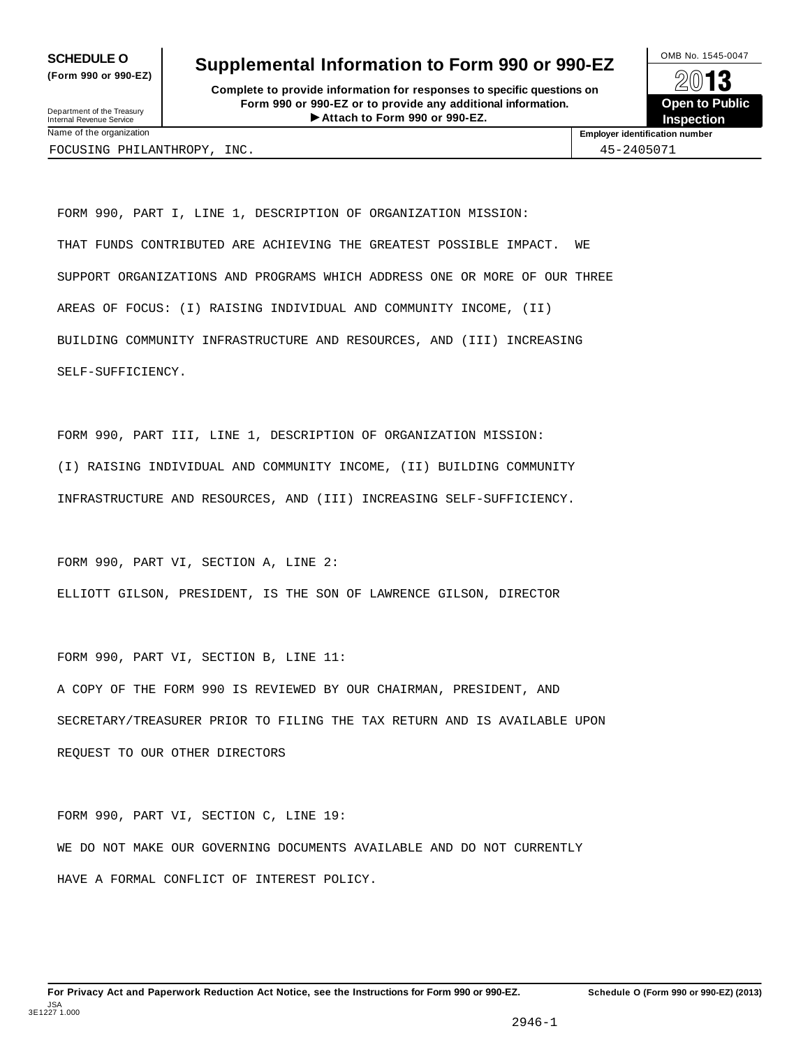**SCHEDULE O** **(Form 990 or 990-EZ)**

Department of the Treasury
Internal Revenue Service

# Supplemental Information to Form 990 or 990-EZ

**Complete to provide information for responses to specific questions on Form 990 or 990-EZ or to provide any additional information.**
**▶ Attach to Form 990 or 990-EZ.**

OMB No. 1545-0047
**2013**
**Open to Public Inspection**

| Name of the organization | Employer identification number |
|---|---|
| FOCUSING PHILANTHROPY, INC. | 45-2405071 |

FORM 990, PART I, LINE 1, DESCRIPTION OF ORGANIZATION MISSION:

THAT FUNDS CONTRIBUTED ARE ACHIEVING THE GREATEST POSSIBLE IMPACT. WE SUPPORT ORGANIZATIONS AND PROGRAMS WHICH ADDRESS ONE OR MORE OF OUR THREE AREAS OF FOCUS: (I) RAISING INDIVIDUAL AND COMMUNITY INCOME, (II) BUILDING COMMUNITY INFRASTRUCTURE AND RESOURCES, AND (III) INCREASING SELF-SUFFICIENCY.

FORM 990, PART III, LINE 1, DESCRIPTION OF ORGANIZATION MISSION:

(I) RAISING INDIVIDUAL AND COMMUNITY INCOME, (II) BUILDING COMMUNITY INFRASTRUCTURE AND RESOURCES, AND (III) INCREASING SELF-SUFFICIENCY.

FORM 990, PART VI, SECTION A, LINE 2:

ELLIOTT GILSON, PRESIDENT, IS THE SON OF LAWRENCE GILSON, DIRECTOR

FORM 990, PART VI, SECTION B, LINE 11:

A COPY OF THE FORM 990 IS REVIEWED BY OUR CHAIRMAN, PRESIDENT, AND SECRETARY/TREASURER PRIOR TO FILING THE TAX RETURN AND IS AVAILABLE UPON REQUEST TO OUR OTHER DIRECTORS

FORM 990, PART VI, SECTION C, LINE 19:

WE DO NOT MAKE OUR GOVERNING DOCUMENTS AVAILABLE AND DO NOT CURRENTLY HAVE A FORMAL CONFLICT OF INTEREST POLICY.

**For Privacy Act and Paperwork Reduction Act Notice, see the Instructions for Form 990 or 990-EZ.** **Schedule O (Form 990 or 990-EZ) (2013)**

JSA
3E1227 1.000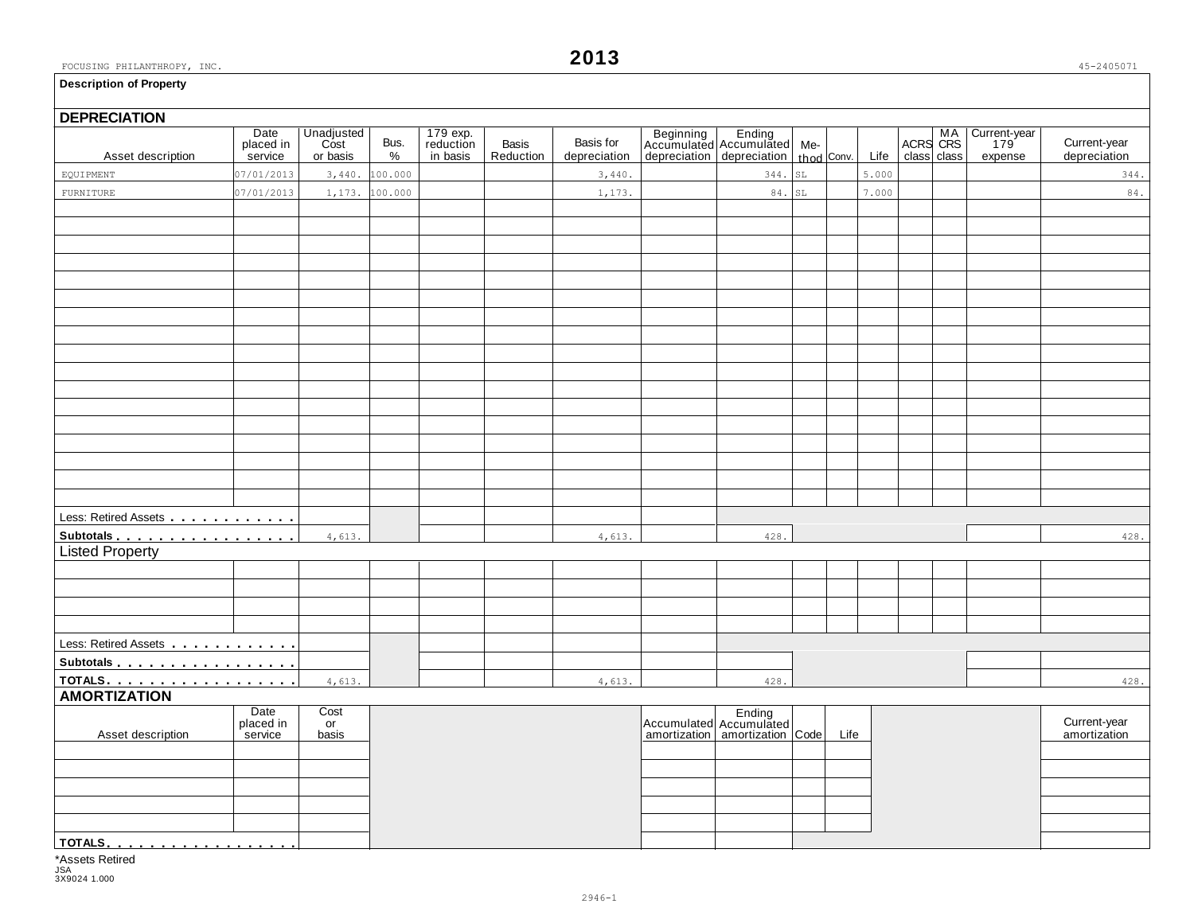FOCUSING PHILANTHROPY, INC.

# 2013

45-2405071

**Description of Property**

## DEPRECIATION

| Asset description | Date placed in service | Unadjusted Cost or basis | Bus. % | 179 exp. reduction in basis | Basis Reduction | Basis for depreciation | Beginning Accumulated depreciation | Ending Accumulated depreciation | Me-thod | Conv. | Life | ACRS class | MACRS class | Current-year 179 expense | Current-year depreciation |
|---|---|---|---|---|---|---|---|---|---|---|---|---|---|---|---|
| EQUIPMENT | 07/01/2013 | 3,440. | 100.000 | | | 3,440. | | 344. | SL | | 5.000 | | | | 344. |
| FURNITURE | 07/01/2013 | 1,173. | 100.000 | | | 1,173. | | 84. | SL | | 7.000 | | | | 84. |
| Less: Retired Assets | | | | | | | | | | | | | | | |
| **Subtotals** | | 4,613. | | | | 4,613. | | 428. | | | | | | | 428. |

## Listed Property

| Asset description | Date placed in service | Unadjusted Cost or basis | Bus. % | 179 exp. reduction in basis | Basis Reduction | Basis for depreciation | Beginning Accumulated depreciation | Ending Accumulated depreciation | Me-thod | Conv. | Life | ACRS class | MACRS class | Current-year 179 expense | Current-year depreciation |
|---|---|---|---|---|---|---|---|---|---|---|---|---|---|---|---|
| Less: Retired Assets | | | | | | | | | | | | | | | |
| **Subtotals** | | | | | | | | | | | | | | | |
| **TOTALS** | | 4,613. | | | | 4,613. | | 428. | | | | | | | 428. |

## AMORTIZATION

| Asset description | Date placed in service | Cost or basis | Accumulated amortization | Ending Accumulated amortization | Code | Life | Current-year amortization |
|---|---|---|---|---|---|---|---|
| **TOTALS** | | | | | | | |

*Assets Retired

JSA
3X9024 1.000

2946-1